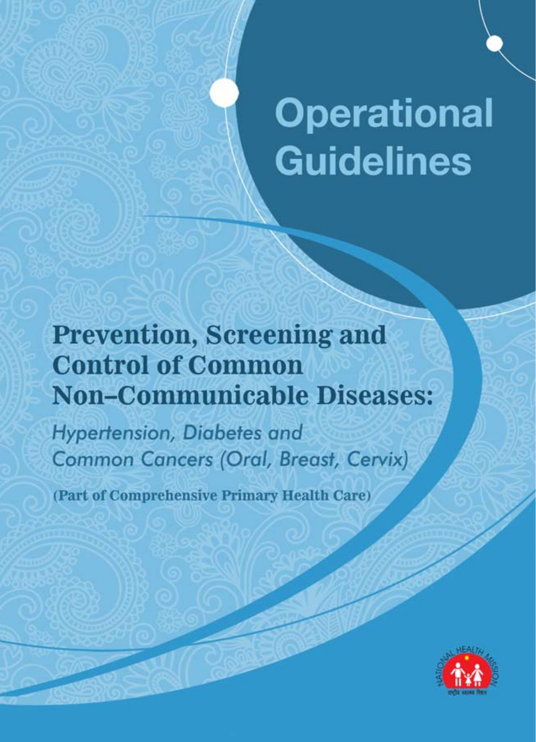# Operational Guidelines

## Prevention, Screening and Control of Common Non–Communicable Diseases:

*Hypertension, Diabetes and Common Cancers (Oral, Breast, Cervix)*

**(Part of Comprehensive Primary Health Care)**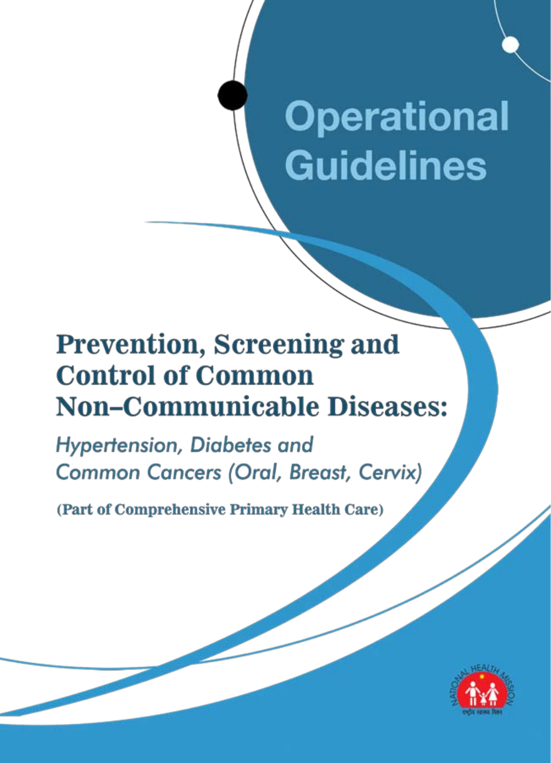# Operational Guidelines

## Prevention, Screening and Control of Common Non–Communicable Diseases:

*Hypertension, Diabetes and Common Cancers (Oral, Breast, Cervix)*

**(Part of Comprehensive Primary Health Care)**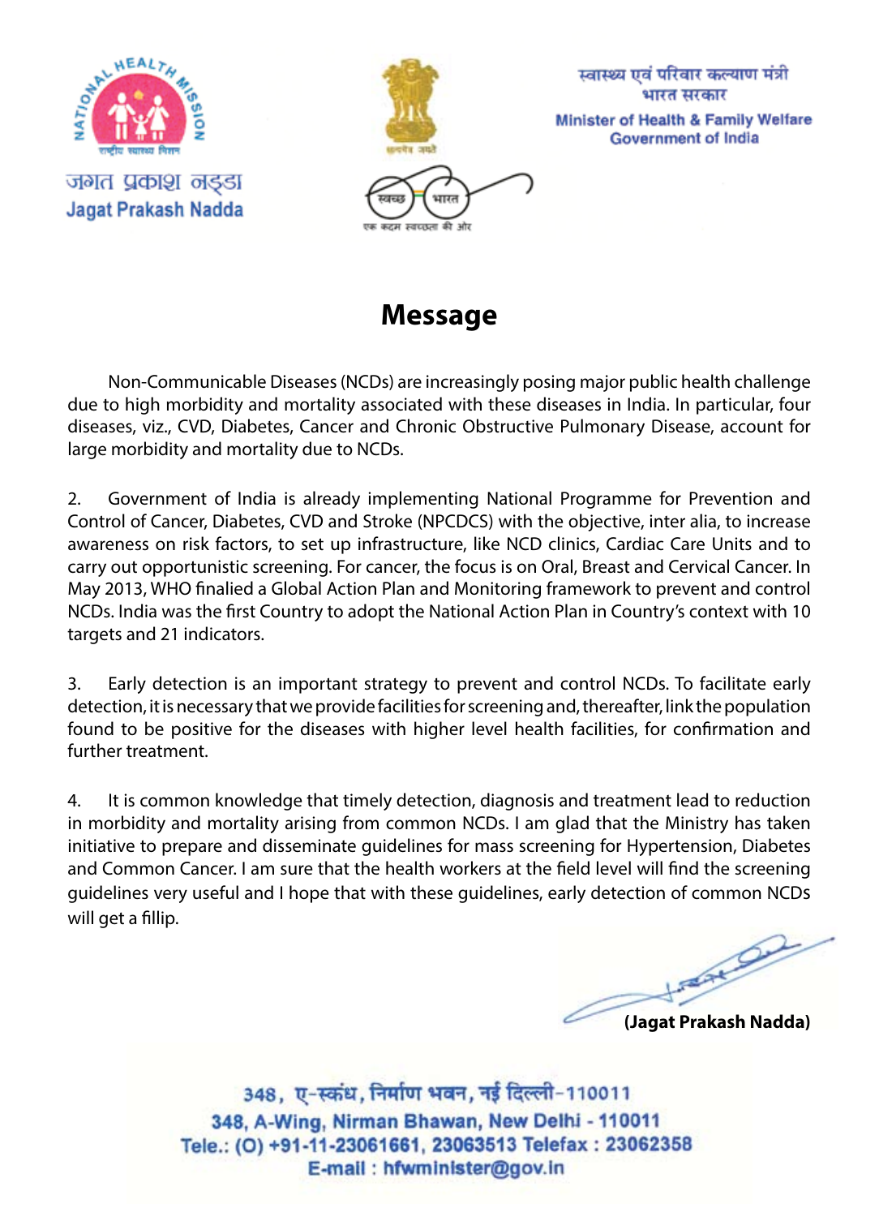जगत प्रकाश नड्डा
Jagat Prakash Nadda

स्वास्थ्य एवं परिवार कल्याण मंत्री
भारत सरकार
Minister of Health & Family Welfare
Government of India

# Message

Non-Communicable Diseases (NCDs) are increasingly posing major public health challenge due to high morbidity and mortality associated with these diseases in India. In particular, four diseases, viz., CVD, Diabetes, Cancer and Chronic Obstructive Pulmonary Disease, account for large morbidity and mortality due to NCDs.

2. Government of India is already implementing National Programme for Prevention and Control of Cancer, Diabetes, CVD and Stroke (NPCDCS) with the objective, inter alia, to increase awareness on risk factors, to set up infrastructure, like NCD clinics, Cardiac Care Units and to carry out opportunistic screening. For cancer, the focus is on Oral, Breast and Cervical Cancer. In May 2013, WHO finalied a Global Action Plan and Monitoring framework to prevent and control NCDs. India was the first Country to adopt the National Action Plan in Country's context with 10 targets and 21 indicators.

3. Early detection is an important strategy to prevent and control NCDs. To facilitate early detection, it is necessary that we provide facilities for screening and, thereafter, link the population found to be positive for the diseases with higher level health facilities, for confirmation and further treatment.

4. It is common knowledge that timely detection, diagnosis and treatment lead to reduction in morbidity and mortality arising from common NCDs. I am glad that the Ministry has taken initiative to prepare and disseminate guidelines for mass screening for Hypertension, Diabetes and Common Cancer. I am sure that the health workers at the field level will find the screening guidelines very useful and I hope that with these guidelines, early detection of common NCDs will get a fillip.

**(Jagat Prakash Nadda)**

348, ए-स्कंध, निर्माण भवन, नई दिल्ली-110011
348, A-Wing, Nirman Bhawan, New Delhi - 110011
Tele.: (O) +91-11-23061661, 23063513 Telefax : 23062358
E-mail : hfwminister@gov.in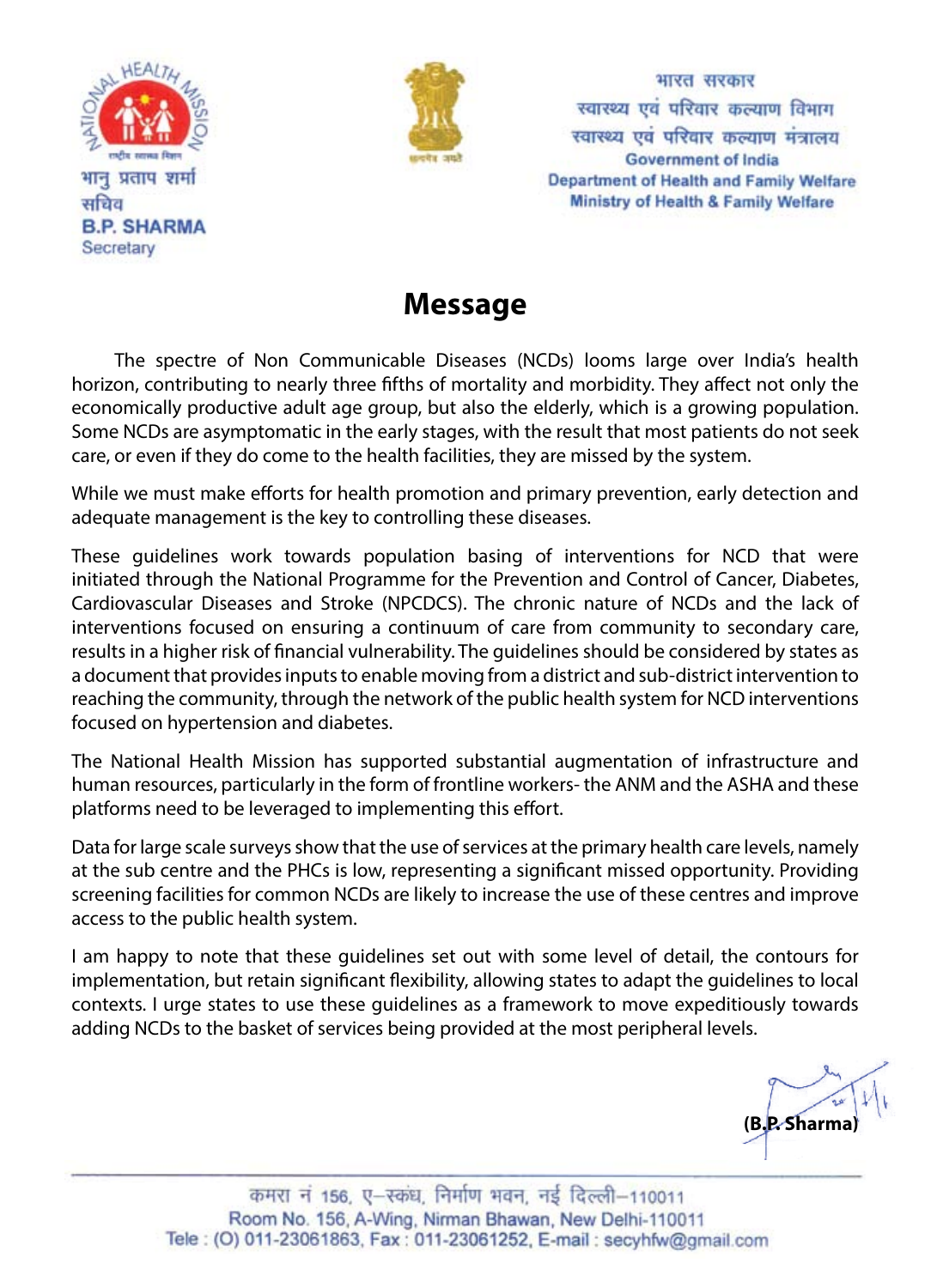भानु प्रताप शर्मा
सचिव
**B.P. SHARMA**
Secretary

भारत सरकार
स्वास्थ्य एवं परिवार कल्याण विभाग
स्वास्थ्य एवं परिवार कल्याण मंत्रालय
Government of India
Department of Health and Family Welfare
Ministry of Health & Family Welfare

# Message

The spectre of Non Communicable Diseases (NCDs) looms large over India's health horizon, contributing to nearly three fifths of mortality and morbidity. They affect not only the economically productive adult age group, but also the elderly, which is a growing population. Some NCDs are asymptomatic in the early stages, with the result that most patients do not seek care, or even if they do come to the health facilities, they are missed by the system.

While we must make efforts for health promotion and primary prevention, early detection and adequate management is the key to controlling these diseases.

These guidelines work towards population basing of interventions for NCD that were initiated through the National Programme for the Prevention and Control of Cancer, Diabetes, Cardiovascular Diseases and Stroke (NPCDCS). The chronic nature of NCDs and the lack of interventions focused on ensuring a continuum of care from community to secondary care, results in a higher risk of financial vulnerability. The guidelines should be considered by states as a document that provides inputs to enable moving from a district and sub-district intervention to reaching the community, through the network of the public health system for NCD interventions focused on hypertension and diabetes.

The National Health Mission has supported substantial augmentation of infrastructure and human resources, particularly in the form of frontline workers- the ANM and the ASHA and these platforms need to be leveraged to implementing this effort.

Data for large scale surveys show that the use of services at the primary health care levels, namely at the sub centre and the PHCs is low, representing a significant missed opportunity. Providing screening facilities for common NCDs are likely to increase the use of these centres and improve access to the public health system.

I am happy to note that these guidelines set out with some level of detail, the contours for implementation, but retain significant flexibility, allowing states to adapt the guidelines to local contexts. I urge states to use these guidelines as a framework to move expeditiously towards adding NCDs to the basket of services being provided at the most peripheral levels.

**(B.P. Sharma)**

कमरा नं 156, ए–स्कंध, निर्माण भवन, नई दिल्ली–110011
Room No. 156, A-Wing, Nirman Bhawan, New Delhi-110011
Tele : (O) 011-23061863, Fax : 011-23061252, E-mail : secyhfw@gmail.com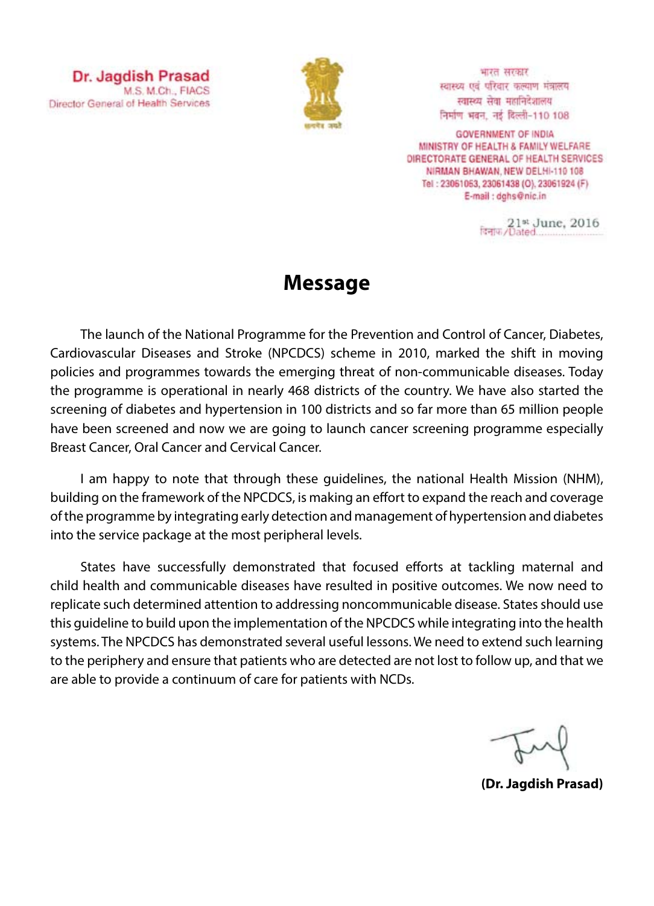**Dr. Jagdish Prasad**
M.S. M.Ch., FIACS
Director General of Health Services

भारत सरकार
स्वास्थ्य एवं परिवार कल्याण मंत्रालय
स्वास्थ्य सेवा महानिदेशालय
निर्माण भवन, नई दिल्ली-110 108

GOVERNMENT OF INDIA
MINISTRY OF HEALTH & FAMILY WELFARE
DIRECTORATE GENERAL OF HEALTH SERVICES
NIRMAN BHAWAN, NEW DELHI-110 108
Tel : 23061063, 23061438 (O), 23061924 (F)
E-mail : dghs@nic.in

दिनांक/Dated 21st June, 2016

# Message

The launch of the National Programme for the Prevention and Control of Cancer, Diabetes, Cardiovascular Diseases and Stroke (NPCDCS) scheme in 2010, marked the shift in moving policies and programmes towards the emerging threat of non-communicable diseases. Today the programme is operational in nearly 468 districts of the country. We have also started the screening of diabetes and hypertension in 100 districts and so far more than 65 million people have been screened and now we are going to launch cancer screening programme especially Breast Cancer, Oral Cancer and Cervical Cancer.

I am happy to note that through these guidelines, the national Health Mission (NHM), building on the framework of the NPCDCS, is making an effort to expand the reach and coverage of the programme by integrating early detection and management of hypertension and diabetes into the service package at the most peripheral levels.

States have successfully demonstrated that focused efforts at tackling maternal and child health and communicable diseases have resulted in positive outcomes. We now need to replicate such determined attention to addressing noncommunicable disease. States should use this guideline to build upon the implementation of the NPCDCS while integrating into the health systems. The NPCDCS has demonstrated several useful lessons. We need to extend such learning to the periphery and ensure that patients who are detected are not lost to follow up, and that we are able to provide a continuum of care for patients with NCDs.

**(Dr. Jagdish Prasad)**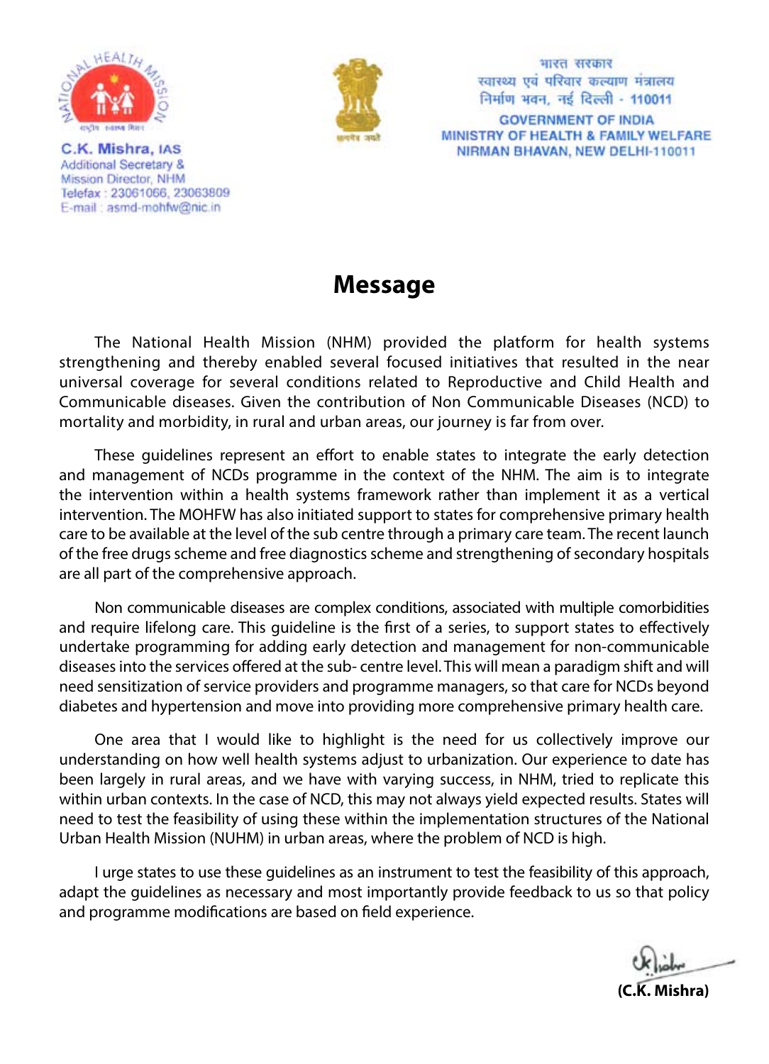C.K. Mishra, IAS
Additional Secretary &
Mission Director, NHM
Telefax : 23061066, 23063809
E-mail : asmd-mohfw@nic.in

भारत सरकार
स्वास्थ्य एवं परिवार कल्याण मंत्रालय
निर्माण भवन, नई दिल्ली - 110011

GOVERNMENT OF INDIA
MINISTRY OF HEALTH & FAMILY WELFARE
NIRMAN BHAVAN, NEW DELHI-110011

# Message

The National Health Mission (NHM) provided the platform for health systems strengthening and thereby enabled several focused initiatives that resulted in the near universal coverage for several conditions related to Reproductive and Child Health and Communicable diseases. Given the contribution of Non Communicable Diseases (NCD) to mortality and morbidity, in rural and urban areas, our journey is far from over.

These guidelines represent an effort to enable states to integrate the early detection and management of NCDs programme in the context of the NHM. The aim is to integrate the intervention within a health systems framework rather than implement it as a vertical intervention. The MOHFW has also initiated support to states for comprehensive primary health care to be available at the level of the sub centre through a primary care team. The recent launch of the free drugs scheme and free diagnostics scheme and strengthening of secondary hospitals are all part of the comprehensive approach.

Non communicable diseases are complex conditions, associated with multiple comorbidities and require lifelong care. This guideline is the first of a series, to support states to effectively undertake programming for adding early detection and management for non-communicable diseases into the services offered at the sub- centre level. This will mean a paradigm shift and will need sensitization of service providers and programme managers, so that care for NCDs beyond diabetes and hypertension and move into providing more comprehensive primary health care.

One area that I would like to highlight is the need for us collectively improve our understanding on how well health systems adjust to urbanization. Our experience to date has been largely in rural areas, and we have with varying success, in NHM, tried to replicate this within urban contexts. In the case of NCD, this may not always yield expected results. States will need to test the feasibility of using these within the implementation structures of the National Urban Health Mission (NUHM) in urban areas, where the problem of NCD is high.

I urge states to use these guidelines as an instrument to test the feasibility of this approach, adapt the guidelines as necessary and most importantly provide feedback to us so that policy and programme modifications are based on field experience.

**(C.K. Mishra)**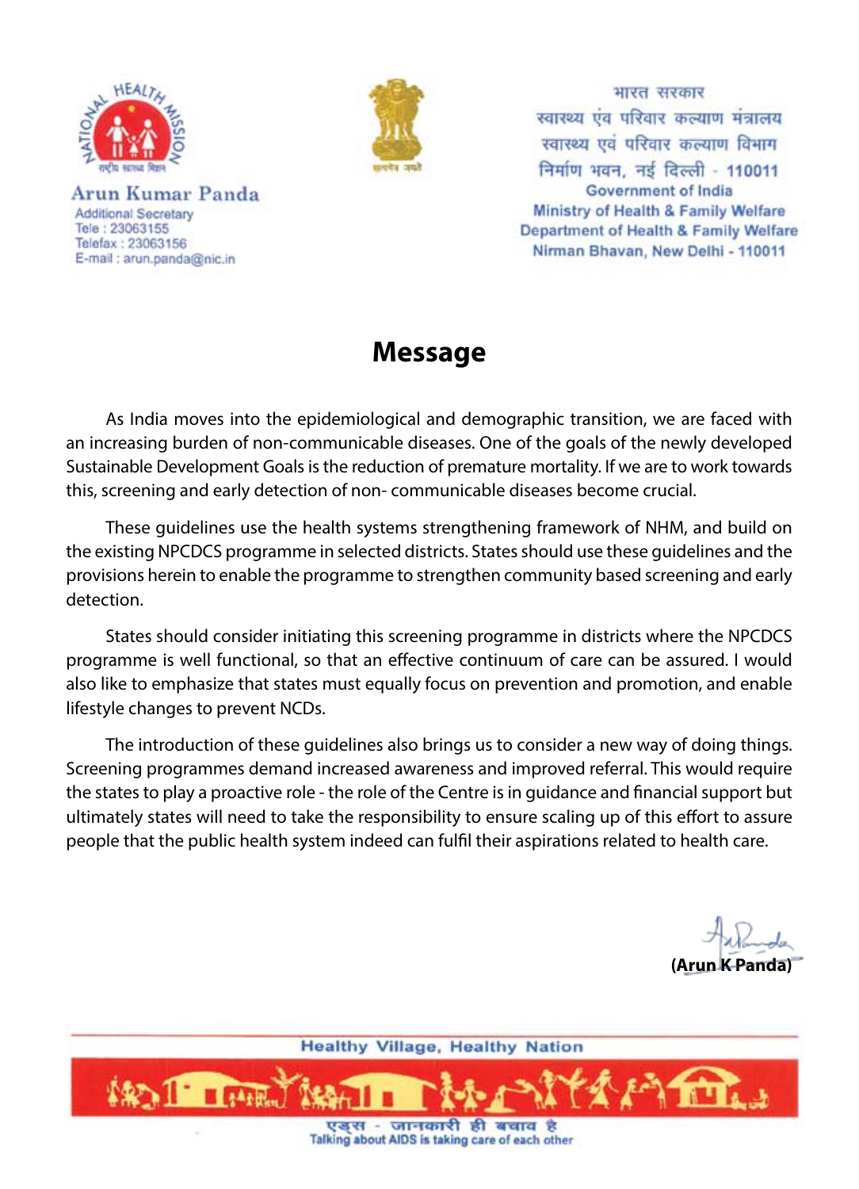Arun Kumar Panda
Additional Secretary
Tele : 23063155
Telefax : 23063156
E-mail : arun.panda@nic.in

भारत सरकार
स्वास्थ्य एंव परिवार कल्याण मंत्रालय
स्वास्थ्य एवं परिवार कल्याण विभाग
निर्माण भवन, नई दिल्ली - 110011
Government of India
Ministry of Health & Family Welfare
Department of Health & Family Welfare
Nirman Bhavan, New Delhi - 110011

# Message

As India moves into the epidemiological and demographic transition, we are faced with an increasing burden of non-communicable diseases. One of the goals of the newly developed Sustainable Development Goals is the reduction of premature mortality. If we are to work towards this, screening and early detection of non- communicable diseases become crucial.

These guidelines use the health systems strengthening framework of NHM, and build on the existing NPCDCS programme in selected districts. States should use these guidelines and the provisions herein to enable the programme to strengthen community based screening and early detection.

States should consider initiating this screening programme in districts where the NPCDCS programme is well functional, so that an effective continuum of care can be assured. I would also like to emphasize that states must equally focus on prevention and promotion, and enable lifestyle changes to prevent NCDs.

The introduction of these guidelines also brings us to consider a new way of doing things. Screening programmes demand increased awareness and improved referral. This would require the states to play a proactive role - the role of the Centre is in guidance and financial support but ultimately states will need to take the responsibility to ensure scaling up of this effort to assure people that the public health system indeed can fulfil their aspirations related to health care.

**(Arun K Panda)**

Healthy Village, Healthy Nation

एड्स - जानकारी ही बचाव है
Talking about AIDS is taking care of each other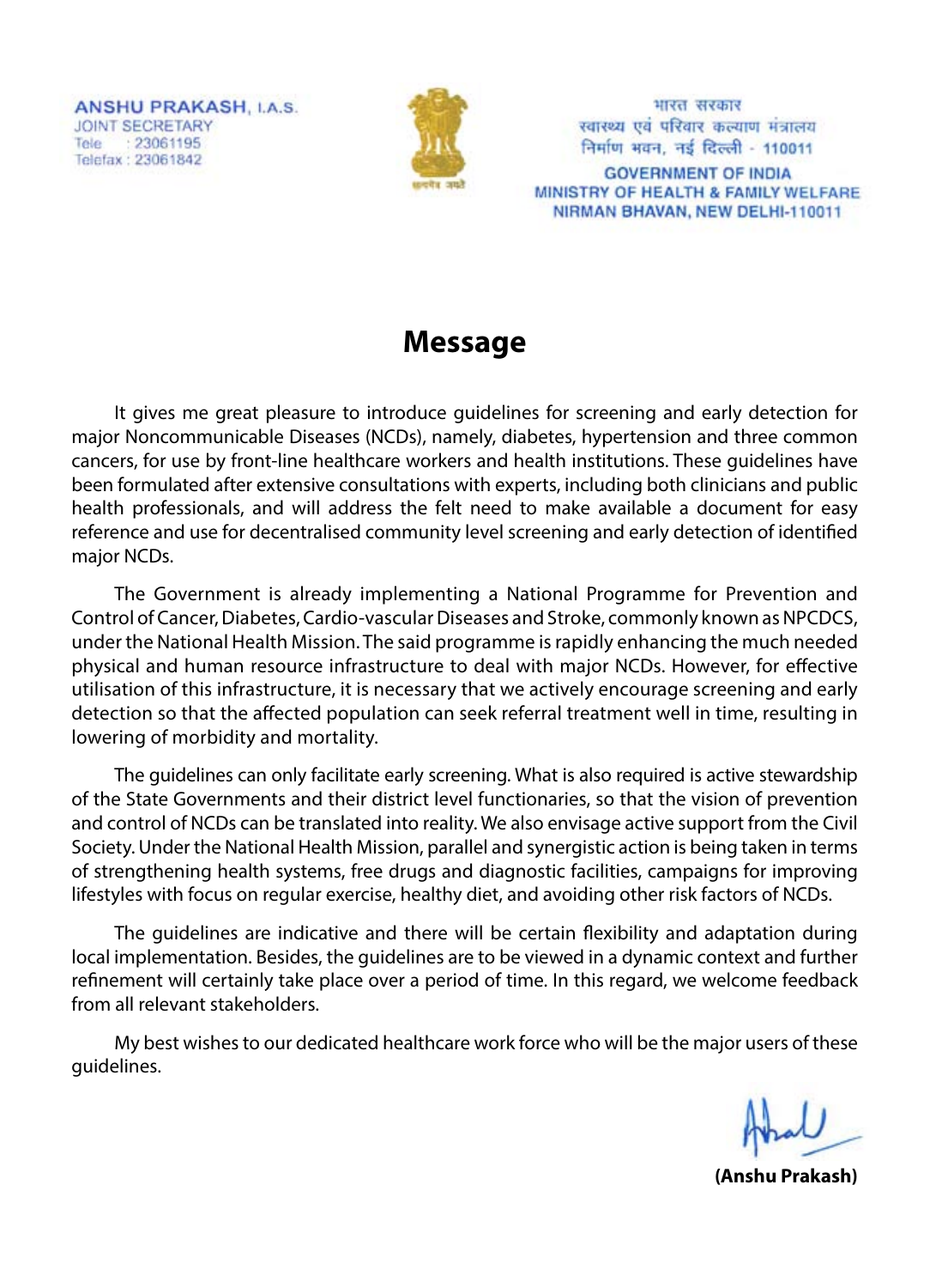**ANSHU PRAKASH**, I.A.S.
JOINT SECRETARY
Tele : 23061195
Telefax : 23061842

भारत सरकार
स्वास्थ्य एवं परिवार कल्याण मंत्रालय
निर्माण भवन, नई दिल्ली - 110011

**GOVERNMENT OF INDIA**
**MINISTRY OF HEALTH & FAMILY WELFARE**
**NIRMAN BHAVAN, NEW DELHI-110011**

# Message

It gives me great pleasure to introduce guidelines for screening and early detection for major Noncommunicable Diseases (NCDs), namely, diabetes, hypertension and three common cancers, for use by front-line healthcare workers and health institutions. These guidelines have been formulated after extensive consultations with experts, including both clinicians and public health professionals, and will address the felt need to make available a document for easy reference and use for decentralised community level screening and early detection of identified major NCDs.

The Government is already implementing a National Programme for Prevention and Control of Cancer, Diabetes, Cardio-vascular Diseases and Stroke, commonly known as NPCDCS, under the National Health Mission. The said programme is rapidly enhancing the much needed physical and human resource infrastructure to deal with major NCDs. However, for effective utilisation of this infrastructure, it is necessary that we actively encourage screening and early detection so that the affected population can seek referral treatment well in time, resulting in lowering of morbidity and mortality.

The guidelines can only facilitate early screening. What is also required is active stewardship of the State Governments and their district level functionaries, so that the vision of prevention and control of NCDs can be translated into reality. We also envisage active support from the Civil Society. Under the National Health Mission, parallel and synergistic action is being taken in terms of strengthening health systems, free drugs and diagnostic facilities, campaigns for improving lifestyles with focus on regular exercise, healthy diet, and avoiding other risk factors of NCDs.

The guidelines are indicative and there will be certain flexibility and adaptation during local implementation. Besides, the guidelines are to be viewed in a dynamic context and further refinement will certainly take place over a period of time. In this regard, we welcome feedback from all relevant stakeholders.

My best wishes to our dedicated healthcare work force who will be the major users of these guidelines.

**(Anshu Prakash)**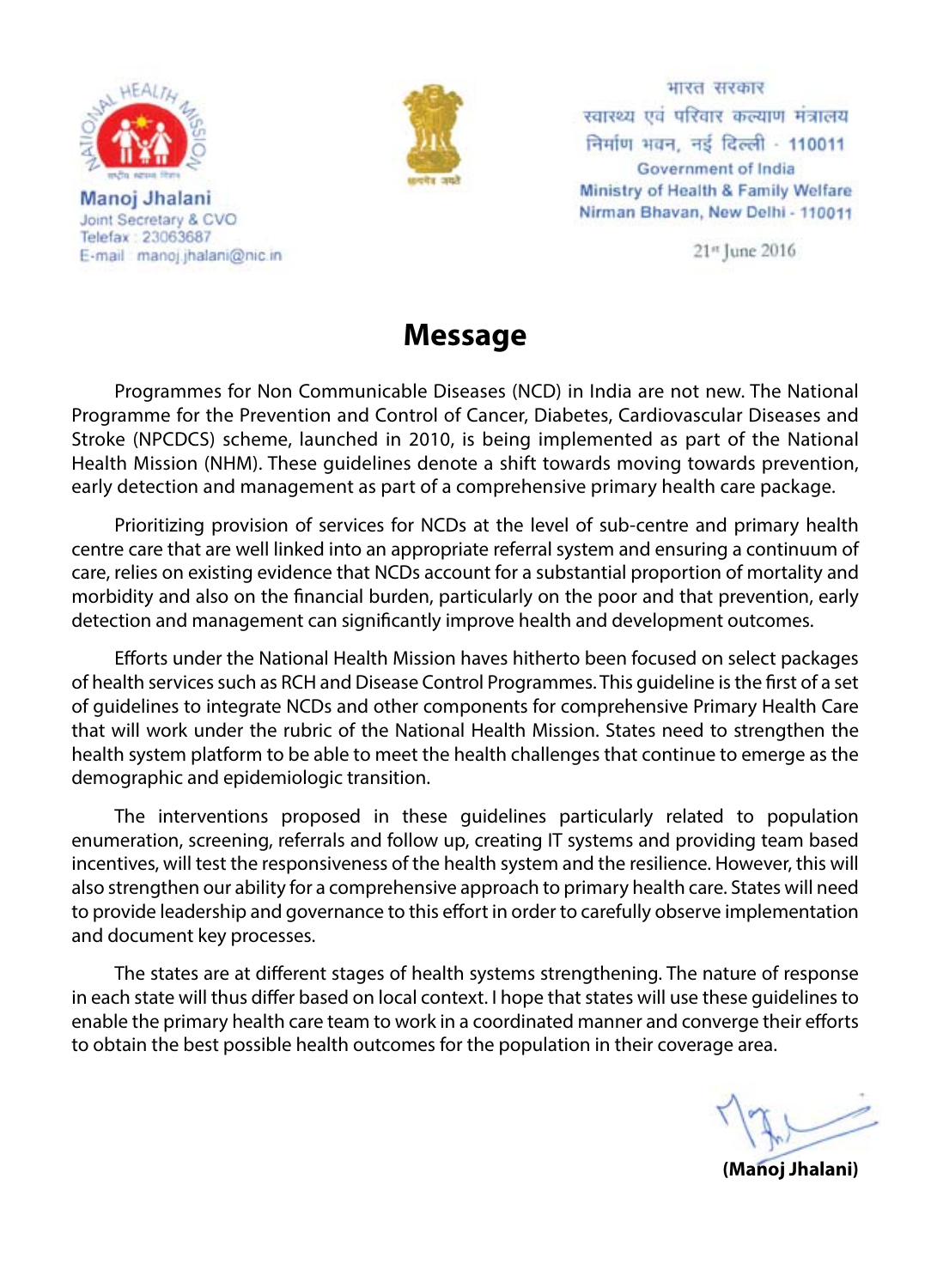Manoj Jhalani
Joint Secretary & CVO
Telefax : 23063687
E-mail : manoj.jhalani@nic.in

भारत सरकार
स्वास्थ्य एवं परिवार कल्याण मंत्रालय
निर्माण भवन, नई दिल्ली - 110011
Government of India
Ministry of Health & Family Welfare
Nirman Bhavan, New Delhi - 110011

21st June 2016

# Message

Programmes for Non Communicable Diseases (NCD) in India are not new. The National Programme for the Prevention and Control of Cancer, Diabetes, Cardiovascular Diseases and Stroke (NPCDCS) scheme, launched in 2010, is being implemented as part of the National Health Mission (NHM). These guidelines denote a shift towards moving towards prevention, early detection and management as part of a comprehensive primary health care package.

Prioritizing provision of services for NCDs at the level of sub-centre and primary health centre care that are well linked into an appropriate referral system and ensuring a continuum of care, relies on existing evidence that NCDs account for a substantial proportion of mortality and morbidity and also on the financial burden, particularly on the poor and that prevention, early detection and management can significantly improve health and development outcomes.

Efforts under the National Health Mission haves hitherto been focused on select packages of health services such as RCH and Disease Control Programmes. This guideline is the first of a set of guidelines to integrate NCDs and other components for comprehensive Primary Health Care that will work under the rubric of the National Health Mission. States need to strengthen the health system platform to be able to meet the health challenges that continue to emerge as the demographic and epidemiologic transition.

The interventions proposed in these guidelines particularly related to population enumeration, screening, referrals and follow up, creating IT systems and providing team based incentives, will test the responsiveness of the health system and the resilience. However, this will also strengthen our ability for a comprehensive approach to primary health care. States will need to provide leadership and governance to this effort in order to carefully observe implementation and document key processes.

The states are at different stages of health systems strengthening. The nature of response in each state will thus differ based on local context. I hope that states will use these guidelines to enable the primary health care team to work in a coordinated manner and converge their efforts to obtain the best possible health outcomes for the population in their coverage area.

**(Manoj Jhalani)**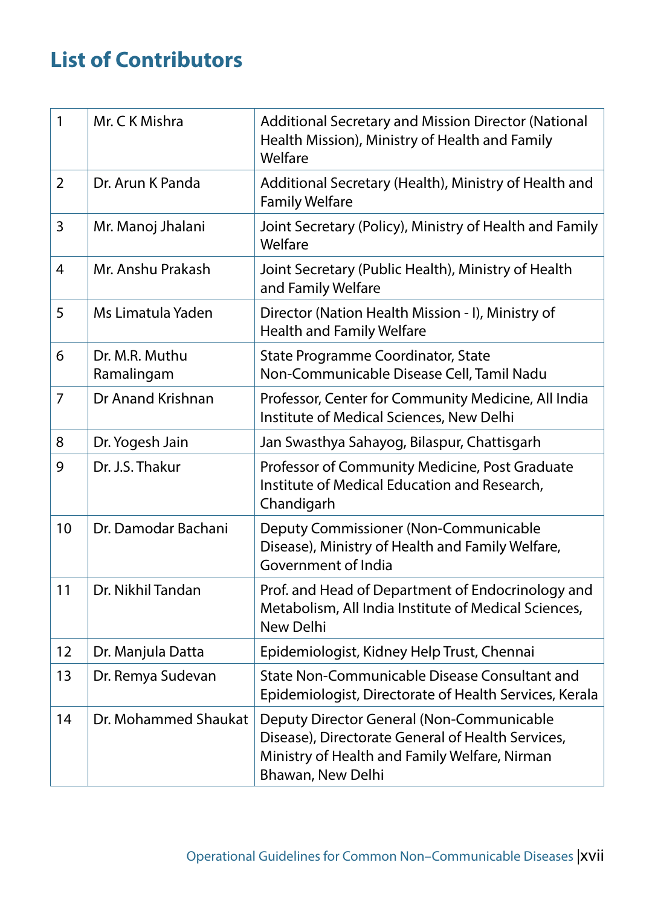## List of Contributors

| | | |
|---|---|---|
| 1 | Mr. C K Mishra | Additional Secretary and Mission Director (National Health Mission), Ministry of Health and Family Welfare |
| 2 | Dr. Arun K Panda | Additional Secretary (Health), Ministry of Health and Family Welfare |
| 3 | Mr. Manoj Jhalani | Joint Secretary (Policy), Ministry of Health and Family Welfare |
| 4 | Mr. Anshu Prakash | Joint Secretary (Public Health), Ministry of Health and Family Welfare |
| 5 | Ms Limatula Yaden | Director (Nation Health Mission - I), Ministry of Health and Family Welfare |
| 6 | Dr. M.R. Muthu Ramalingam | State Programme Coordinator, State Non-Communicable Disease Cell, Tamil Nadu |
| 7 | Dr Anand Krishnan | Professor, Center for Community Medicine, All India Institute of Medical Sciences, New Delhi |
| 8 | Dr. Yogesh Jain | Jan Swasthya Sahayog, Bilaspur, Chattisgarh |
| 9 | Dr. J.S. Thakur | Professor of Community Medicine, Post Graduate Institute of Medical Education and Research, Chandigarh |
| 10 | Dr. Damodar Bachani | Deputy Commissioner (Non-Communicable Disease), Ministry of Health and Family Welfare, Government of India |
| 11 | Dr. Nikhil Tandan | Prof. and Head of Department of Endocrinology and Metabolism, All India Institute of Medical Sciences, New Delhi |
| 12 | Dr. Manjula Datta | Epidemiologist, Kidney Help Trust, Chennai |
| 13 | Dr. Remya Sudevan | State Non-Communicable Disease Consultant and Epidemiologist, Directorate of Health Services, Kerala |
| 14 | Dr. Mohammed Shaukat | Deputy Director General (Non-Communicable Disease), Directorate General of Health Services, Ministry of Health and Family Welfare, Nirman Bhawan, New Delhi |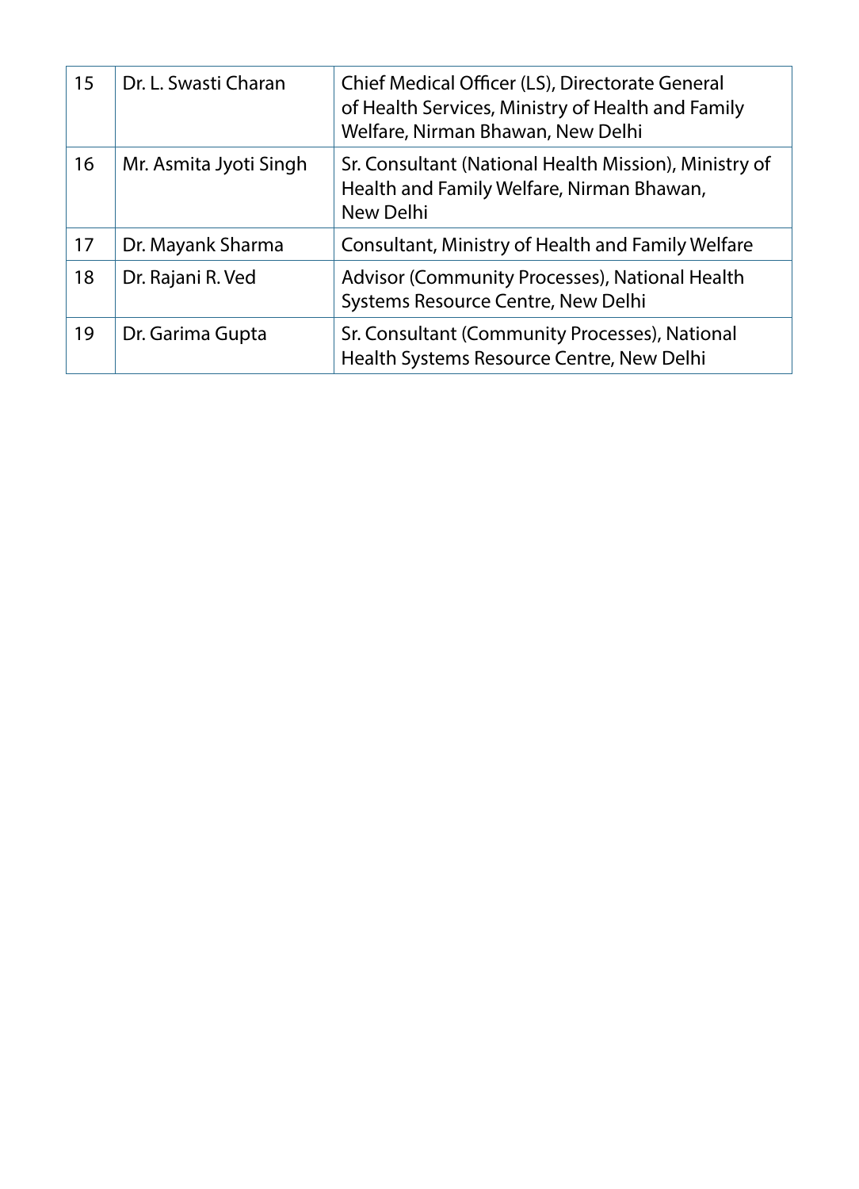| | | |
|---|---|---|
| 15 | Dr. L. Swasti Charan | Chief Medical Officer (LS), Directorate General of Health Services, Ministry of Health and Family Welfare, Nirman Bhawan, New Delhi |
| 16 | Mr. Asmita Jyoti Singh | Sr. Consultant (National Health Mission), Ministry of Health and Family Welfare, Nirman Bhawan, New Delhi |
| 17 | Dr. Mayank Sharma | Consultant, Ministry of Health and Family Welfare |
| 18 | Dr. Rajani R. Ved | Advisor (Community Processes), National Health Systems Resource Centre, New Delhi |
| 19 | Dr. Garima Gupta | Sr. Consultant (Community Processes), National Health Systems Resource Centre, New Delhi |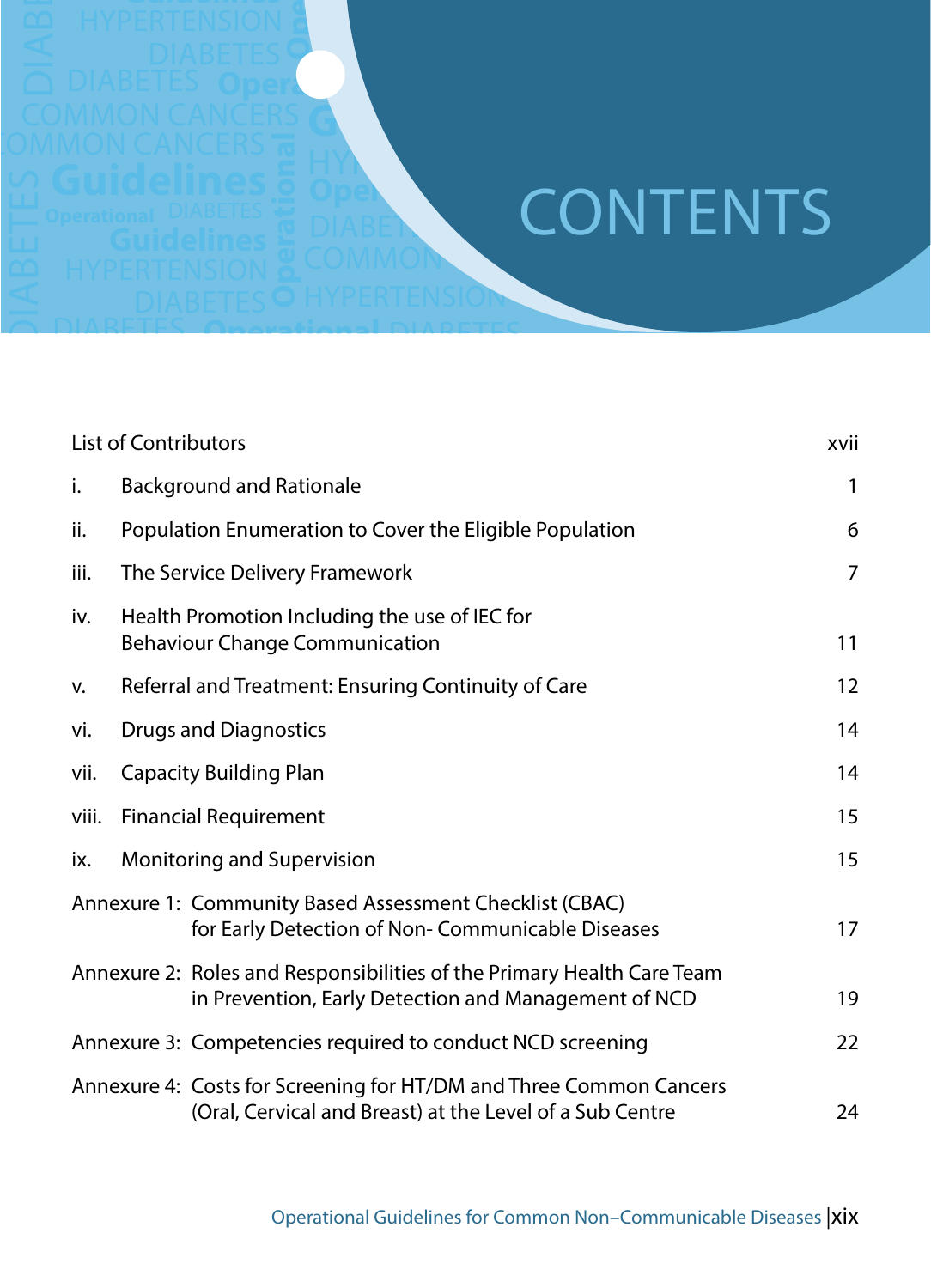# CONTENTS

| | | |
|---|---|---|
| List of Contributors | | xvii |
| i. | Background and Rationale | 1 |
| ii. | Population Enumeration to Cover the Eligible Population | 6 |
| iii. | The Service Delivery Framework | 7 |
| iv. | Health Promotion Including the use of IEC for Behaviour Change Communication | 11 |
| v. | Referral and Treatment: Ensuring Continuity of Care | 12 |
| vi. | Drugs and Diagnostics | 14 |
| vii. | Capacity Building Plan | 14 |
| viii. | Financial Requirement | 15 |
| ix. | Monitoring and Supervision | 15 |
| Annexure 1: | Community Based Assessment Checklist (CBAC) for Early Detection of Non- Communicable Diseases | 17 |
| Annexure 2: | Roles and Responsibilities of the Primary Health Care Team in Prevention, Early Detection and Management of NCD | 19 |
| Annexure 3: | Competencies required to conduct NCD screening | 22 |
| Annexure 4: | Costs for Screening for HT/DM and Three Common Cancers (Oral, Cervical and Breast) at the Level of a Sub Centre | 24 |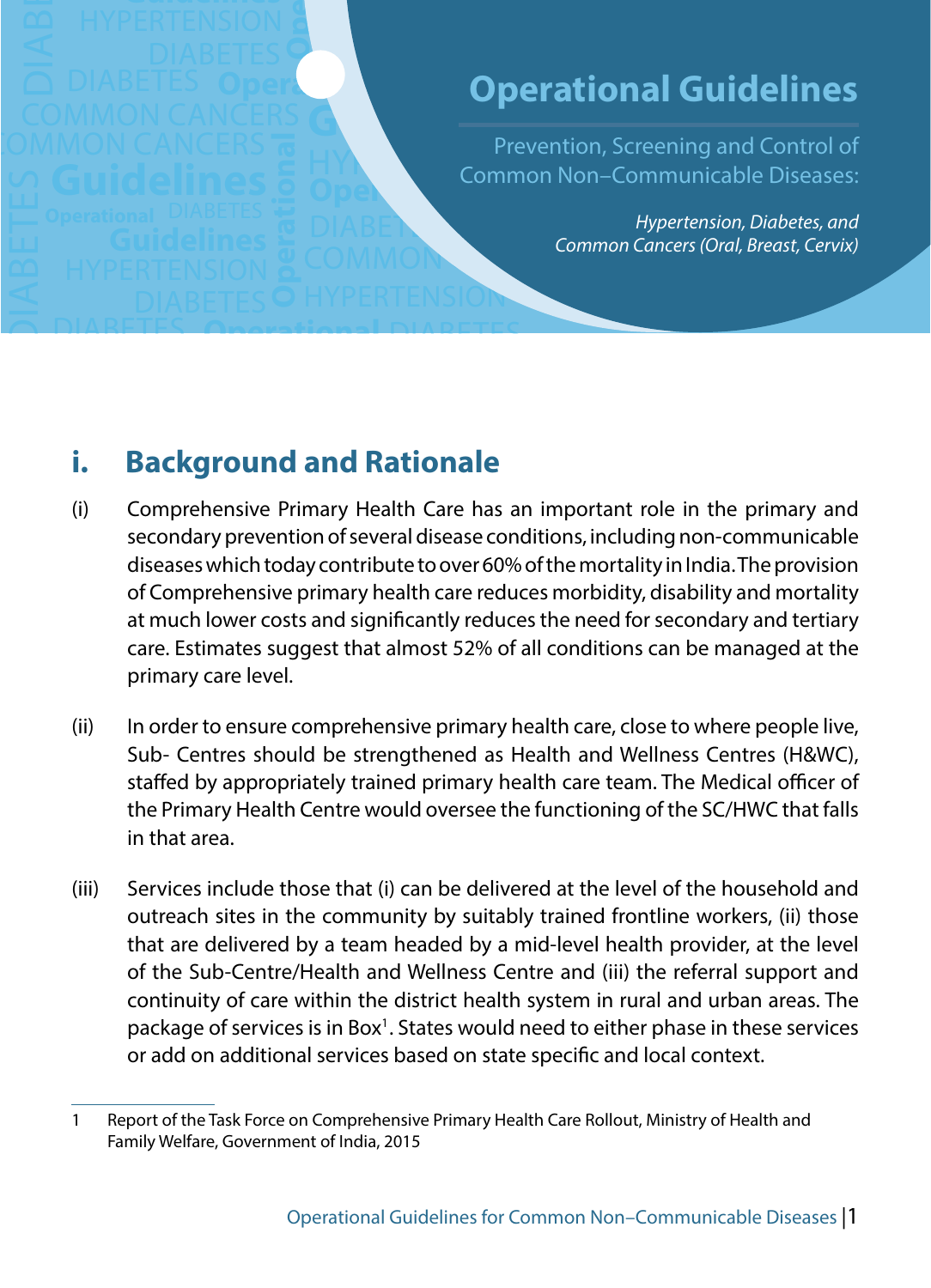# Operational Guidelines

Prevention, Screening and Control of Common Non–Communicable Diseases:

*Hypertension, Diabetes, and Common Cancers (Oral, Breast, Cervix)*

## i. Background and Rationale

(i) Comprehensive Primary Health Care has an important role in the primary and secondary prevention of several disease conditions, including non-communicable diseases which today contribute to over 60% of the mortality in India. The provision of Comprehensive primary health care reduces morbidity, disability and mortality at much lower costs and significantly reduces the need for secondary and tertiary care. Estimates suggest that almost 52% of all conditions can be managed at the primary care level.

(ii) In order to ensure comprehensive primary health care, close to where people live, Sub- Centres should be strengthened as Health and Wellness Centres (H&WC), staffed by appropriately trained primary health care team. The Medical officer of the Primary Health Centre would oversee the functioning of the SC/HWC that falls in that area.

(iii) Services include those that (i) can be delivered at the level of the household and outreach sites in the community by suitably trained frontline workers, (ii) those that are delivered by a team headed by a mid-level health provider, at the level of the Sub-Centre/Health and Wellness Centre and (iii) the referral support and continuity of care within the district health system in rural and urban areas. The package of services is in Box[1]. States would need to either phase in these services or add on additional services based on state specific and local context.

---

1 Report of the Task Force on Comprehensive Primary Health Care Rollout, Ministry of Health and Family Welfare, Government of India, 2015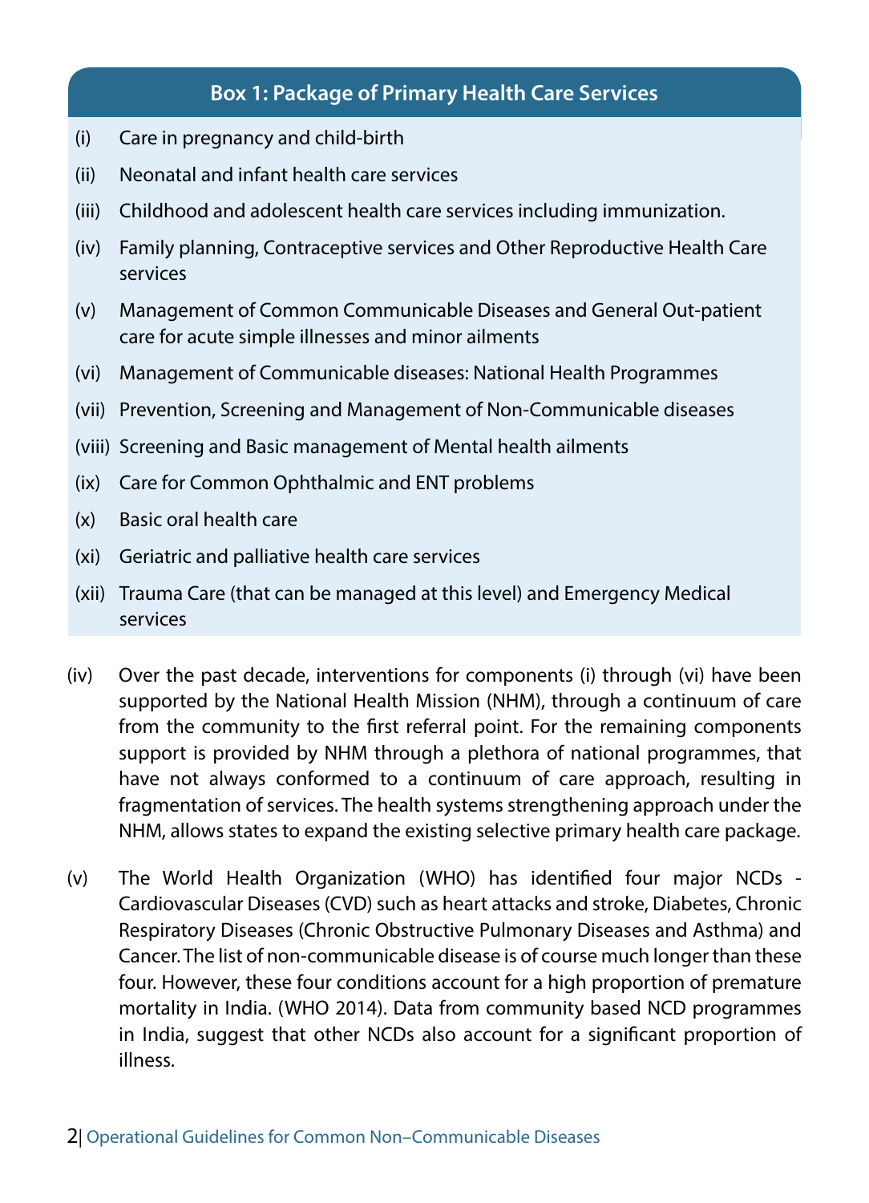**Box 1: Package of Primary Health Care Services**

(i) Care in pregnancy and child-birth

(ii) Neonatal and infant health care services

(iii) Childhood and adolescent health care services including immunization.

(iv) Family planning, Contraceptive services and Other Reproductive Health Care services

(v) Management of Common Communicable Diseases and General Out-patient care for acute simple illnesses and minor ailments

(vi) Management of Communicable diseases: National Health Programmes

(vii) Prevention, Screening and Management of Non-Communicable diseases

(viii) Screening and Basic management of Mental health ailments

(ix) Care for Common Ophthalmic and ENT problems

(x) Basic oral health care

(xi) Geriatric and palliative health care services

(xii) Trauma Care (that can be managed at this level) and Emergency Medical services

(iv) Over the past decade, interventions for components (i) through (vi) have been supported by the National Health Mission (NHM), through a continuum of care from the community to the first referral point. For the remaining components support is provided by NHM through a plethora of national programmes, that have not always conformed to a continuum of care approach, resulting in fragmentation of services. The health systems strengthening approach under the NHM, allows states to expand the existing selective primary health care package.

(v) The World Health Organization (WHO) has identified four major NCDs - Cardiovascular Diseases (CVD) such as heart attacks and stroke, Diabetes, Chronic Respiratory Diseases (Chronic Obstructive Pulmonary Diseases and Asthma) and Cancer. The list of non-communicable disease is of course much longer than these four. However, these four conditions account for a high proportion of premature mortality in India. (WHO 2014). Data from community based NCD programmes in India, suggest that other NCDs also account for a significant proportion of illness.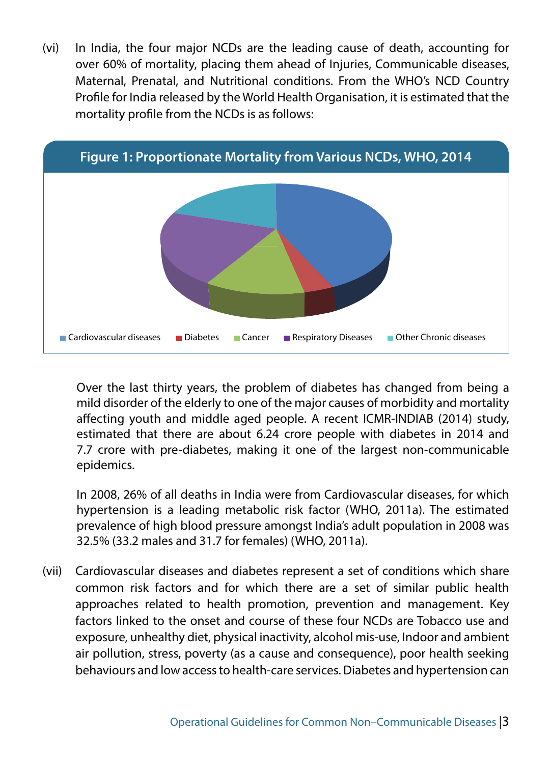(vi) In India, the four major NCDs are the leading cause of death, accounting for over 60% of mortality, placing them ahead of Injuries, Communicable diseases, Maternal, Prenatal, and Nutritional conditions. From the WHO's NCD Country Profile for India released by the World Health Organisation, it is estimated that the mortality profile from the NCDs is as follows:

**Figure 1: Proportionate Mortality from Various NCDs, WHO, 2014**

Cardiovascular diseases | Diabetes | Cancer | Respiratory Diseases | Other Chronic diseases

Over the last thirty years, the problem of diabetes has changed from being a mild disorder of the elderly to one of the major causes of morbidity and mortality affecting youth and middle aged people. A recent ICMR-INDIAB (2014) study, estimated that there are about 6.24 crore people with diabetes in 2014 and 7.7 crore with pre-diabetes, making it one of the largest non-communicable epidemics.

In 2008, 26% of all deaths in India were from Cardiovascular diseases, for which hypertension is a leading metabolic risk factor (WHO, 2011a). The estimated prevalence of high blood pressure amongst India's adult population in 2008 was 32.5% (33.2 males and 31.7 for females) (WHO, 2011a).

(vii) Cardiovascular diseases and diabetes represent a set of conditions which share common risk factors and for which there are a set of similar public health approaches related to health promotion, prevention and management. Key factors linked to the onset and course of these four NCDs are Tobacco use and exposure, unhealthy diet, physical inactivity, alcohol mis-use, Indoor and ambient air pollution, stress, poverty (as a cause and consequence), poor health seeking behaviours and low access to health-care services. Diabetes and hypertension can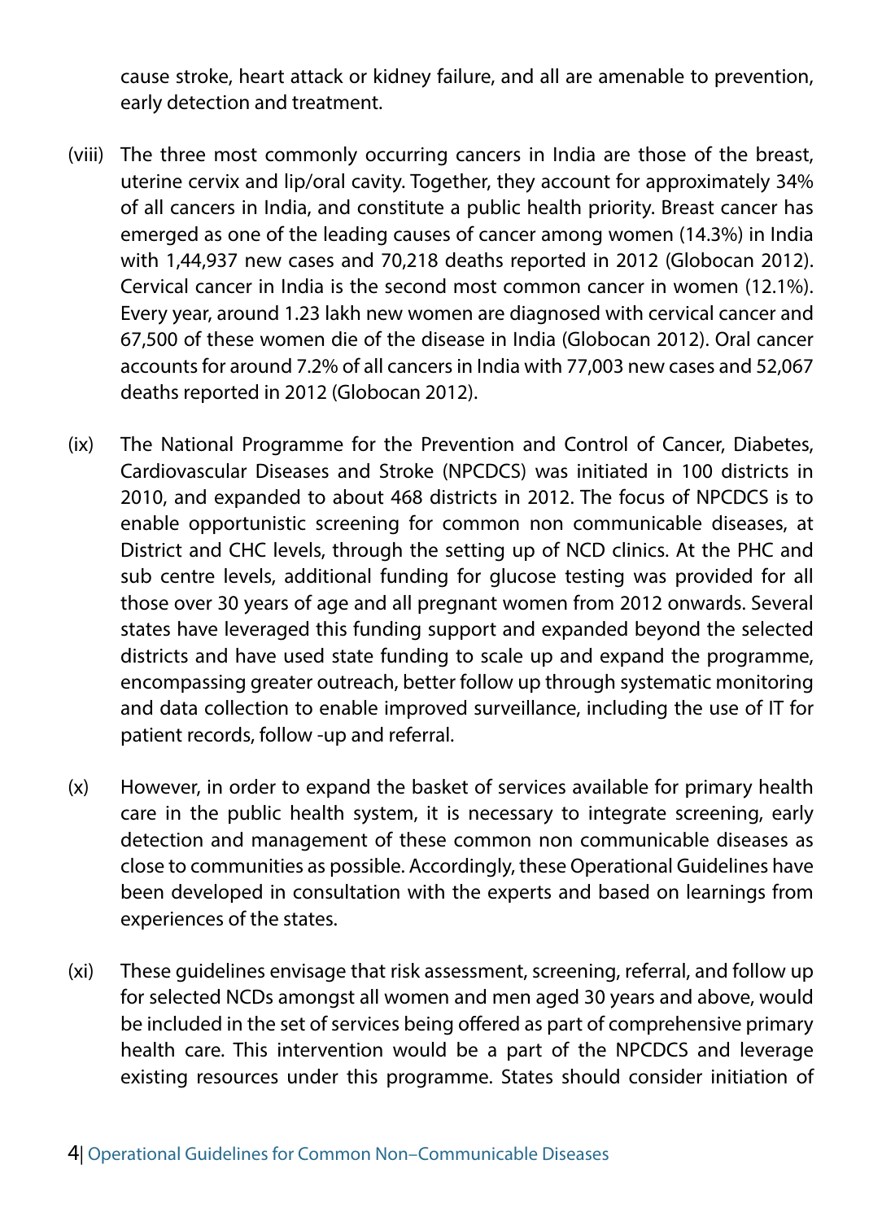cause stroke, heart attack or kidney failure, and all are amenable to prevention, early detection and treatment.

(viii) The three most commonly occurring cancers in India are those of the breast, uterine cervix and lip/oral cavity. Together, they account for approximately 34% of all cancers in India, and constitute a public health priority. Breast cancer has emerged as one of the leading causes of cancer among women (14.3%) in India with 1,44,937 new cases and 70,218 deaths reported in 2012 (Globocan 2012). Cervical cancer in India is the second most common cancer in women (12.1%). Every year, around 1.23 lakh new women are diagnosed with cervical cancer and 67,500 of these women die of the disease in India (Globocan 2012). Oral cancer accounts for around 7.2% of all cancers in India with 77,003 new cases and 52,067 deaths reported in 2012 (Globocan 2012).

(ix) The National Programme for the Prevention and Control of Cancer, Diabetes, Cardiovascular Diseases and Stroke (NPCDCS) was initiated in 100 districts in 2010, and expanded to about 468 districts in 2012. The focus of NPCDCS is to enable opportunistic screening for common non communicable diseases, at District and CHC levels, through the setting up of NCD clinics. At the PHC and sub centre levels, additional funding for glucose testing was provided for all those over 30 years of age and all pregnant women from 2012 onwards. Several states have leveraged this funding support and expanded beyond the selected districts and have used state funding to scale up and expand the programme, encompassing greater outreach, better follow up through systematic monitoring and data collection to enable improved surveillance, including the use of IT for patient records, follow -up and referral.

(x) However, in order to expand the basket of services available for primary health care in the public health system, it is necessary to integrate screening, early detection and management of these common non communicable diseases as close to communities as possible. Accordingly, these Operational Guidelines have been developed in consultation with the experts and based on learnings from experiences of the states.

(xi) These guidelines envisage that risk assessment, screening, referral, and follow up for selected NCDs amongst all women and men aged 30 years and above, would be included in the set of services being offered as part of comprehensive primary health care. This intervention would be a part of the NPCDCS and leverage existing resources under this programme. States should consider initiation of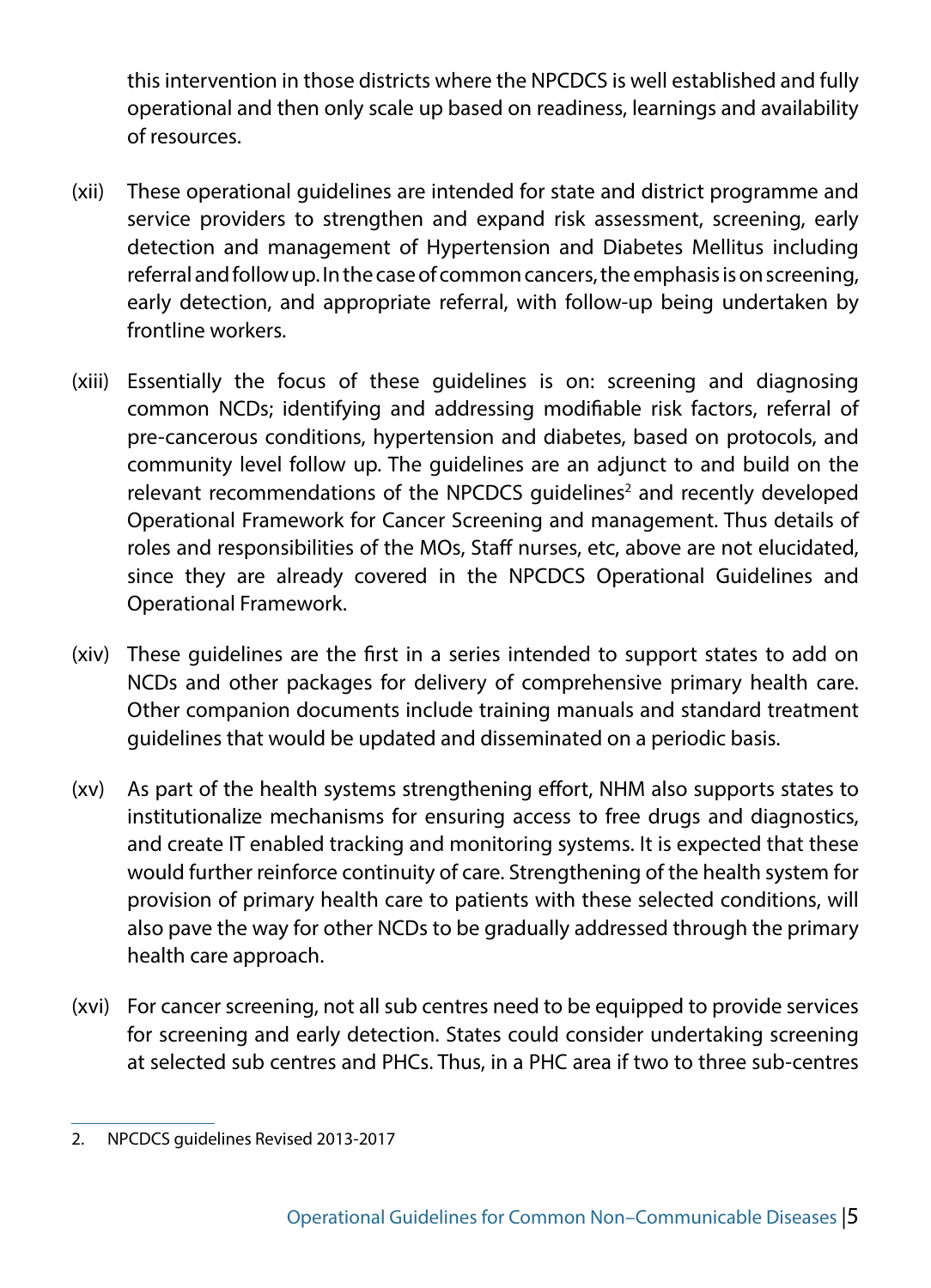this intervention in those districts where the NPCDCS is well established and fully operational and then only scale up based on readiness, learnings and availability of resources.

(xii) These operational guidelines are intended for state and district programme and service providers to strengthen and expand risk assessment, screening, early detection and management of Hypertension and Diabetes Mellitus including referral and follow up. In the case of common cancers, the emphasis is on screening, early detection, and appropriate referral, with follow-up being undertaken by frontline workers.

(xiii) Essentially the focus of these guidelines is on: screening and diagnosing common NCDs; identifying and addressing modifiable risk factors, referral of pre-cancerous conditions, hypertension and diabetes, based on protocols, and community level follow up. The guidelines are an adjunct to and build on the relevant recommendations of the NPCDCS guidelines[2] and recently developed Operational Framework for Cancer Screening and management. Thus details of roles and responsibilities of the MOs, Staff nurses, etc, above are not elucidated, since they are already covered in the NPCDCS Operational Guidelines and Operational Framework.

(xiv) These guidelines are the first in a series intended to support states to add on NCDs and other packages for delivery of comprehensive primary health care. Other companion documents include training manuals and standard treatment guidelines that would be updated and disseminated on a periodic basis.

(xv) As part of the health systems strengthening effort, NHM also supports states to institutionalize mechanisms for ensuring access to free drugs and diagnostics, and create IT enabled tracking and monitoring systems. It is expected that these would further reinforce continuity of care. Strengthening of the health system for provision of primary health care to patients with these selected conditions, will also pave the way for other NCDs to be gradually addressed through the primary health care approach.

(xvi) For cancer screening, not all sub centres need to be equipped to provide services for screening and early detection. States could consider undertaking screening at selected sub centres and PHCs. Thus, in a PHC area if two to three sub-centres

2. NPCDCS guidelines Revised 2013-2017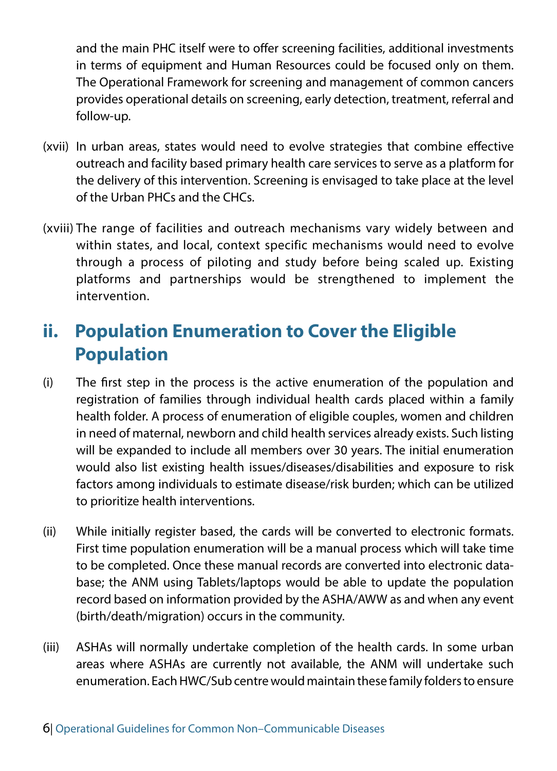and the main PHC itself were to offer screening facilities, additional investments in terms of equipment and Human Resources could be focused only on them. The Operational Framework for screening and management of common cancers provides operational details on screening, early detection, treatment, referral and follow-up.

(xvii) In urban areas, states would need to evolve strategies that combine effective outreach and facility based primary health care services to serve as a platform for the delivery of this intervention. Screening is envisaged to take place at the level of the Urban PHCs and the CHCs.

(xviii) The range of facilities and outreach mechanisms vary widely between and within states, and local, context specific mechanisms would need to evolve through a process of piloting and study before being scaled up. Existing platforms and partnerships would be strengthened to implement the intervention.

## ii. Population Enumeration to Cover the Eligible Population

(i) The first step in the process is the active enumeration of the population and registration of families through individual health cards placed within a family health folder. A process of enumeration of eligible couples, women and children in need of maternal, newborn and child health services already exists. Such listing will be expanded to include all members over 30 years. The initial enumeration would also list existing health issues/diseases/disabilities and exposure to risk factors among individuals to estimate disease/risk burden; which can be utilized to prioritize health interventions.

(ii) While initially register based, the cards will be converted to electronic formats. First time population enumeration will be a manual process which will take time to be completed. Once these manual records are converted into electronic database; the ANM using Tablets/laptops would be able to update the population record based on information provided by the ASHA/AWW as and when any event (birth/death/migration) occurs in the community.

(iii) ASHAs will normally undertake completion of the health cards. In some urban areas where ASHAs are currently not available, the ANM will undertake such enumeration. Each HWC/Sub centre would maintain these family folders to ensure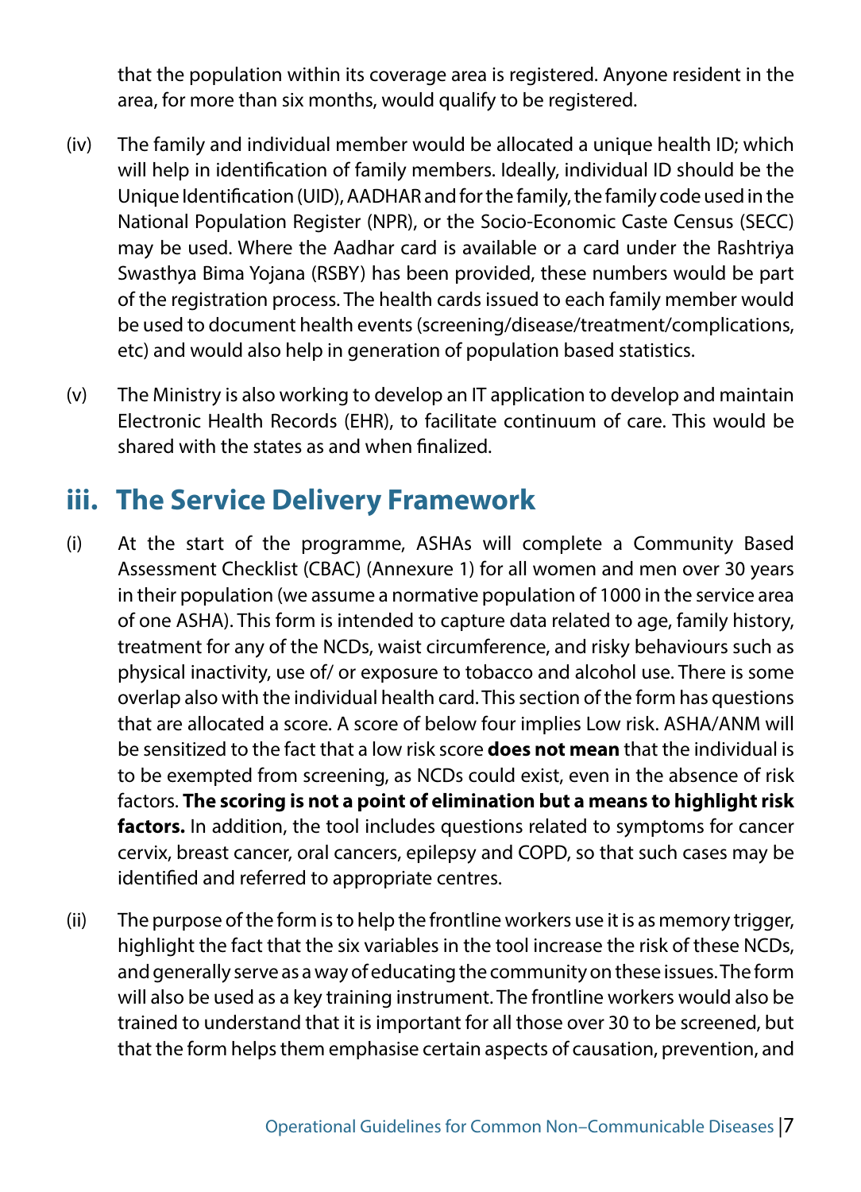that the population within its coverage area is registered. Anyone resident in the area, for more than six months, would qualify to be registered.

(iv) The family and individual member would be allocated a unique health ID; which will help in identification of family members. Ideally, individual ID should be the Unique Identification (UID), AADHAR and for the family, the family code used in the National Population Register (NPR), or the Socio-Economic Caste Census (SECC) may be used. Where the Aadhar card is available or a card under the Rashtriya Swasthya Bima Yojana (RSBY) has been provided, these numbers would be part of the registration process. The health cards issued to each family member would be used to document health events (screening/disease/treatment/complications, etc) and would also help in generation of population based statistics.

(v) The Ministry is also working to develop an IT application to develop and maintain Electronic Health Records (EHR), to facilitate continuum of care. This would be shared with the states as and when finalized.

## iii. The Service Delivery Framework

(i) At the start of the programme, ASHAs will complete a Community Based Assessment Checklist (CBAC) (Annexure 1) for all women and men over 30 years in their population (we assume a normative population of 1000 in the service area of one ASHA). This form is intended to capture data related to age, family history, treatment for any of the NCDs, waist circumference, and risky behaviours such as physical inactivity, use of/ or exposure to tobacco and alcohol use. There is some overlap also with the individual health card. This section of the form has questions that are allocated a score. A score of below four implies Low risk. ASHA/ANM will be sensitized to the fact that a low risk score **does not mean** that the individual is to be exempted from screening, as NCDs could exist, even in the absence of risk factors. **The scoring is not a point of elimination but a means to highlight risk factors.** In addition, the tool includes questions related to symptoms for cancer cervix, breast cancer, oral cancers, epilepsy and COPD, so that such cases may be identified and referred to appropriate centres.

(ii) The purpose of the form is to help the frontline workers use it is as memory trigger, highlight the fact that the six variables in the tool increase the risk of these NCDs, and generally serve as a way of educating the community on these issues. The form will also be used as a key training instrument. The frontline workers would also be trained to understand that it is important for all those over 30 to be screened, but that the form helps them emphasise certain aspects of causation, prevention, and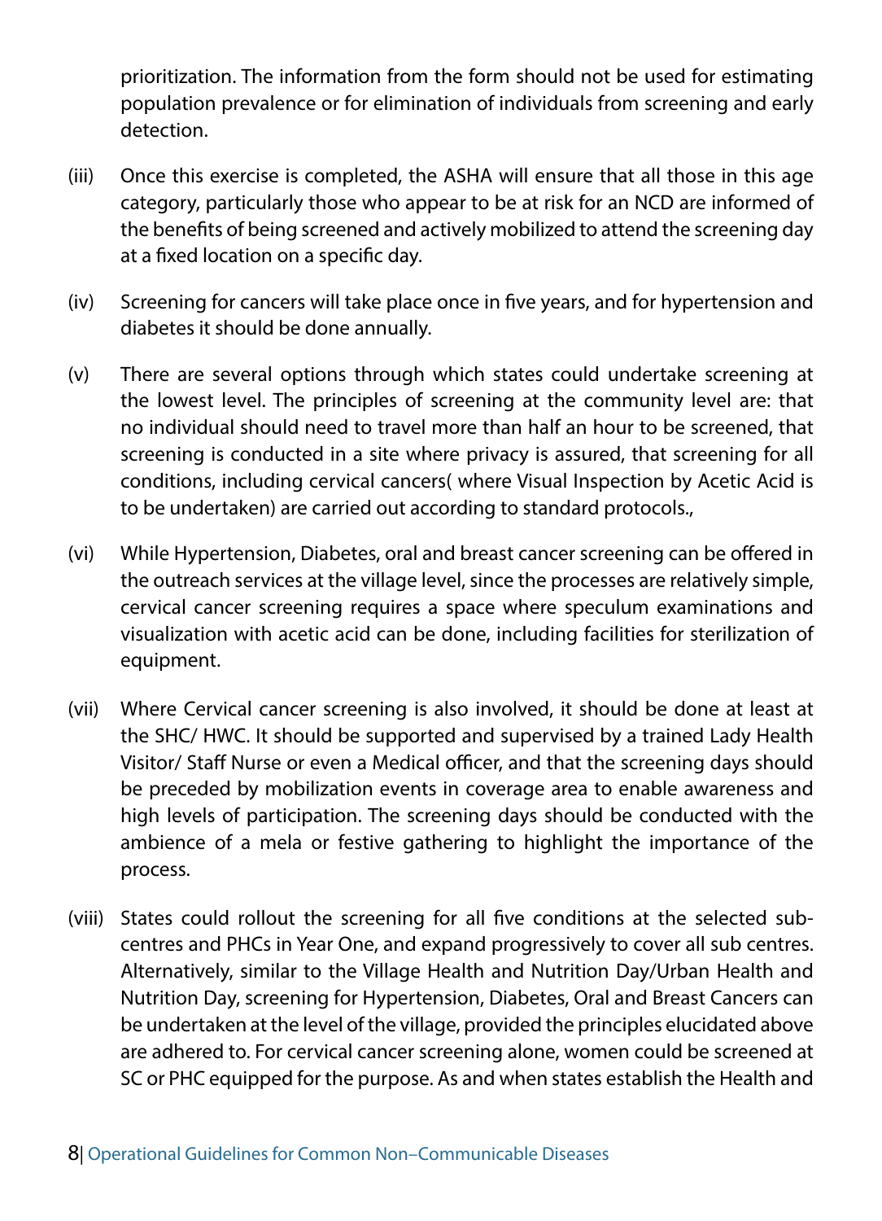prioritization. The information from the form should not be used for estimating population prevalence or for elimination of individuals from screening and early detection.

(iii) Once this exercise is completed, the ASHA will ensure that all those in this age category, particularly those who appear to be at risk for an NCD are informed of the benefits of being screened and actively mobilized to attend the screening day at a fixed location on a specific day.

(iv) Screening for cancers will take place once in five years, and for hypertension and diabetes it should be done annually.

(v) There are several options through which states could undertake screening at the lowest level. The principles of screening at the community level are: that no individual should need to travel more than half an hour to be screened, that screening is conducted in a site where privacy is assured, that screening for all conditions, including cervical cancers( where Visual Inspection by Acetic Acid is to be undertaken) are carried out according to standard protocols.,

(vi) While Hypertension, Diabetes, oral and breast cancer screening can be offered in the outreach services at the village level, since the processes are relatively simple, cervical cancer screening requires a space where speculum examinations and visualization with acetic acid can be done, including facilities for sterilization of equipment.

(vii) Where Cervical cancer screening is also involved, it should be done at least at the SHC/ HWC. It should be supported and supervised by a trained Lady Health Visitor/ Staff Nurse or even a Medical officer, and that the screening days should be preceded by mobilization events in coverage area to enable awareness and high levels of participation. The screening days should be conducted with the ambience of a mela or festive gathering to highlight the importance of the process.

(viii) States could rollout the screening for all five conditions at the selected sub-centres and PHCs in Year One, and expand progressively to cover all sub centres. Alternatively, similar to the Village Health and Nutrition Day/Urban Health and Nutrition Day, screening for Hypertension, Diabetes, Oral and Breast Cancers can be undertaken at the level of the village, provided the principles elucidated above are adhered to. For cervical cancer screening alone, women could be screened at SC or PHC equipped for the purpose. As and when states establish the Health and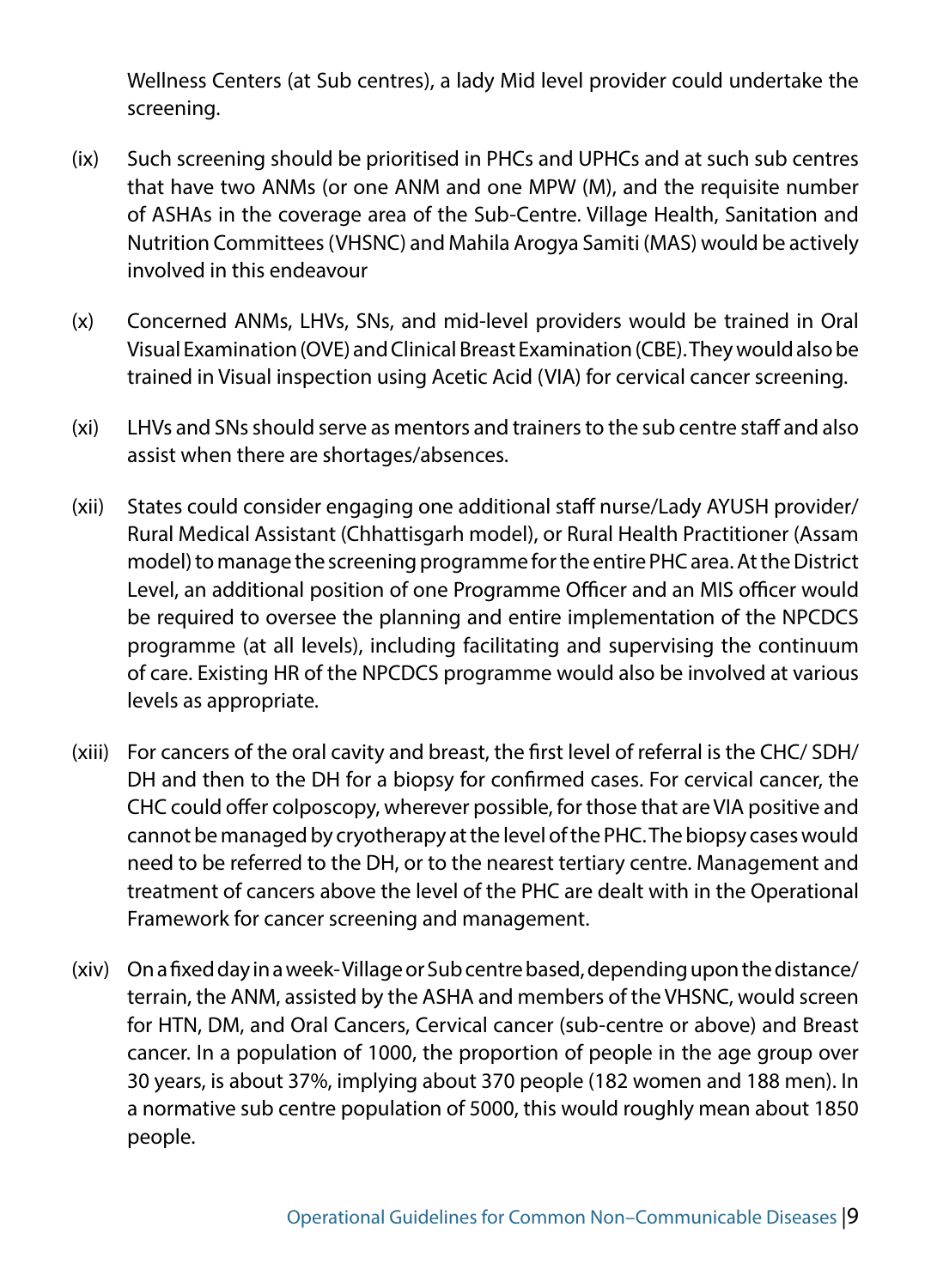Wellness Centers (at Sub centres), a lady Mid level provider could undertake the screening.

(ix) Such screening should be prioritised in PHCs and UPHCs and at such sub centres that have two ANMs (or one ANM and one MPW (M), and the requisite number of ASHAs in the coverage area of the Sub-Centre. Village Health, Sanitation and Nutrition Committees (VHSNC) and Mahila Arogya Samiti (MAS) would be actively involved in this endeavour

(x) Concerned ANMs, LHVs, SNs, and mid-level providers would be trained in Oral Visual Examination (OVE) and Clinical Breast Examination (CBE). They would also be trained in Visual inspection using Acetic Acid (VIA) for cervical cancer screening.

(xi) LHVs and SNs should serve as mentors and trainers to the sub centre staff and also assist when there are shortages/absences.

(xii) States could consider engaging one additional staff nurse/Lady AYUSH provider/ Rural Medical Assistant (Chhattisgarh model), or Rural Health Practitioner (Assam model) to manage the screening programme for the entire PHC area. At the District Level, an additional position of one Programme Officer and an MIS officer would be required to oversee the planning and entire implementation of the NPCDCS programme (at all levels), including facilitating and supervising the continuum of care. Existing HR of the NPCDCS programme would also be involved at various levels as appropriate.

(xiii) For cancers of the oral cavity and breast, the first level of referral is the CHC/ SDH/ DH and then to the DH for a biopsy for confirmed cases. For cervical cancer, the CHC could offer colposcopy, wherever possible, for those that are VIA positive and cannot be managed by cryotherapy at the level of the PHC. The biopsy cases would need to be referred to the DH, or to the nearest tertiary centre. Management and treatment of cancers above the level of the PHC are dealt with in the Operational Framework for cancer screening and management.

(xiv) On a fixed day in a week- Village or Sub centre based, depending upon the distance/ terrain, the ANM, assisted by the ASHA and members of the VHSNC, would screen for HTN, DM, and Oral Cancers, Cervical cancer (sub-centre or above) and Breast cancer. In a population of 1000, the proportion of people in the age group over 30 years, is about 37%, implying about 370 people (182 women and 188 men). In a normative sub centre population of 5000, this would roughly mean about 1850 people.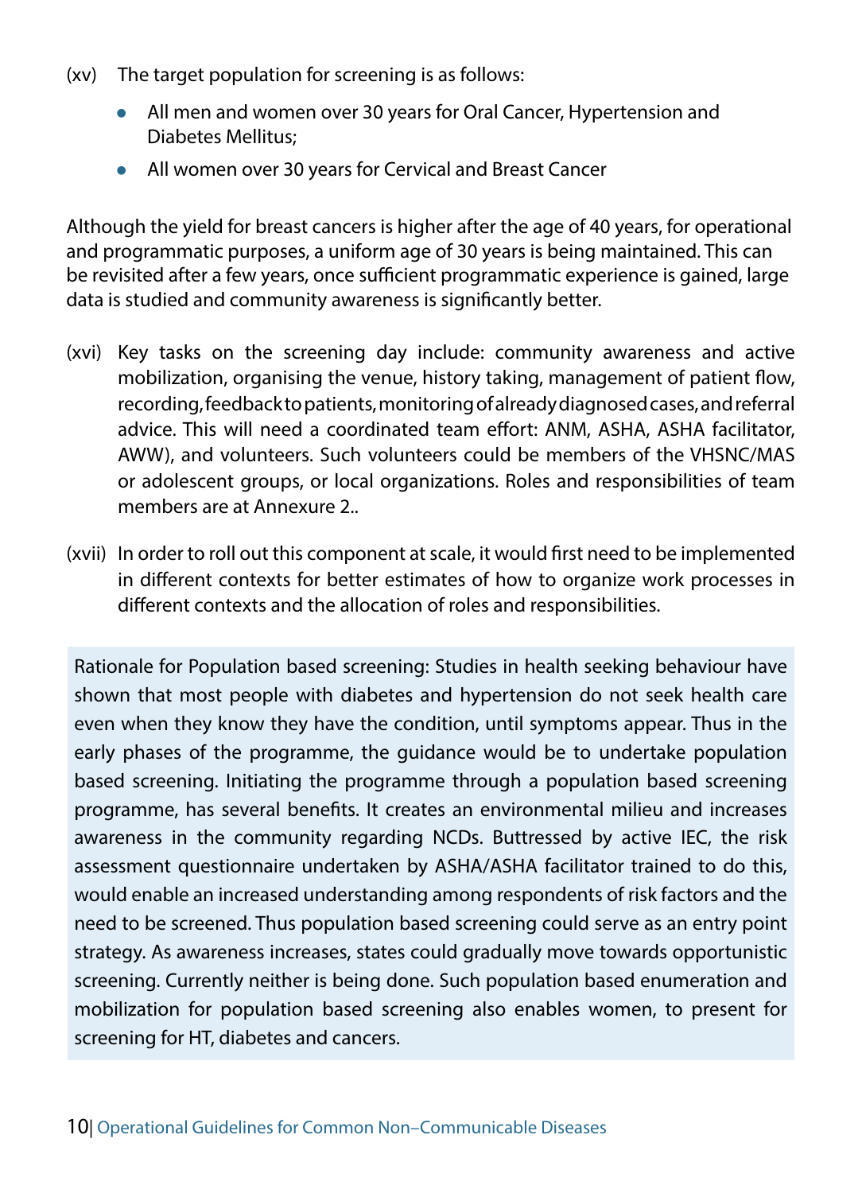(xv) The target population for screening is as follows:

- All men and women over 30 years for Oral Cancer, Hypertension and Diabetes Mellitus;
- All women over 30 years for Cervical and Breast Cancer

Although the yield for breast cancers is higher after the age of 40 years, for operational and programmatic purposes, a uniform age of 30 years is being maintained. This can be revisited after a few years, once sufficient programmatic experience is gained, large data is studied and community awareness is significantly better.

(xvi) Key tasks on the screening day include: community awareness and active mobilization, organising the venue, history taking, management of patient flow, recording, feedback to patients, monitoring of already diagnosed cases, and referral advice. This will need a coordinated team effort: ANM, ASHA, ASHA facilitator, AWW), and volunteers. Such volunteers could be members of the VHSNC/MAS or adolescent groups, or local organizations. Roles and responsibilities of team members are at Annexure 2..

(xvii) In order to roll out this component at scale, it would first need to be implemented in different contexts for better estimates of how to organize work processes in different contexts and the allocation of roles and responsibilities.

> Rationale for Population based screening: Studies in health seeking behaviour have shown that most people with diabetes and hypertension do not seek health care even when they know they have the condition, until symptoms appear. Thus in the early phases of the programme, the guidance would be to undertake population based screening. Initiating the programme through a population based screening programme, has several benefits. It creates an environmental milieu and increases awareness in the community regarding NCDs. Buttressed by active IEC, the risk assessment questionnaire undertaken by ASHA/ASHA facilitator trained to do this, would enable an increased understanding among respondents of risk factors and the need to be screened. Thus population based screening could serve as an entry point strategy. As awareness increases, states could gradually move towards opportunistic screening. Currently neither is being done. Such population based enumeration and mobilization for population based screening also enables women, to present for screening for HT, diabetes and cancers.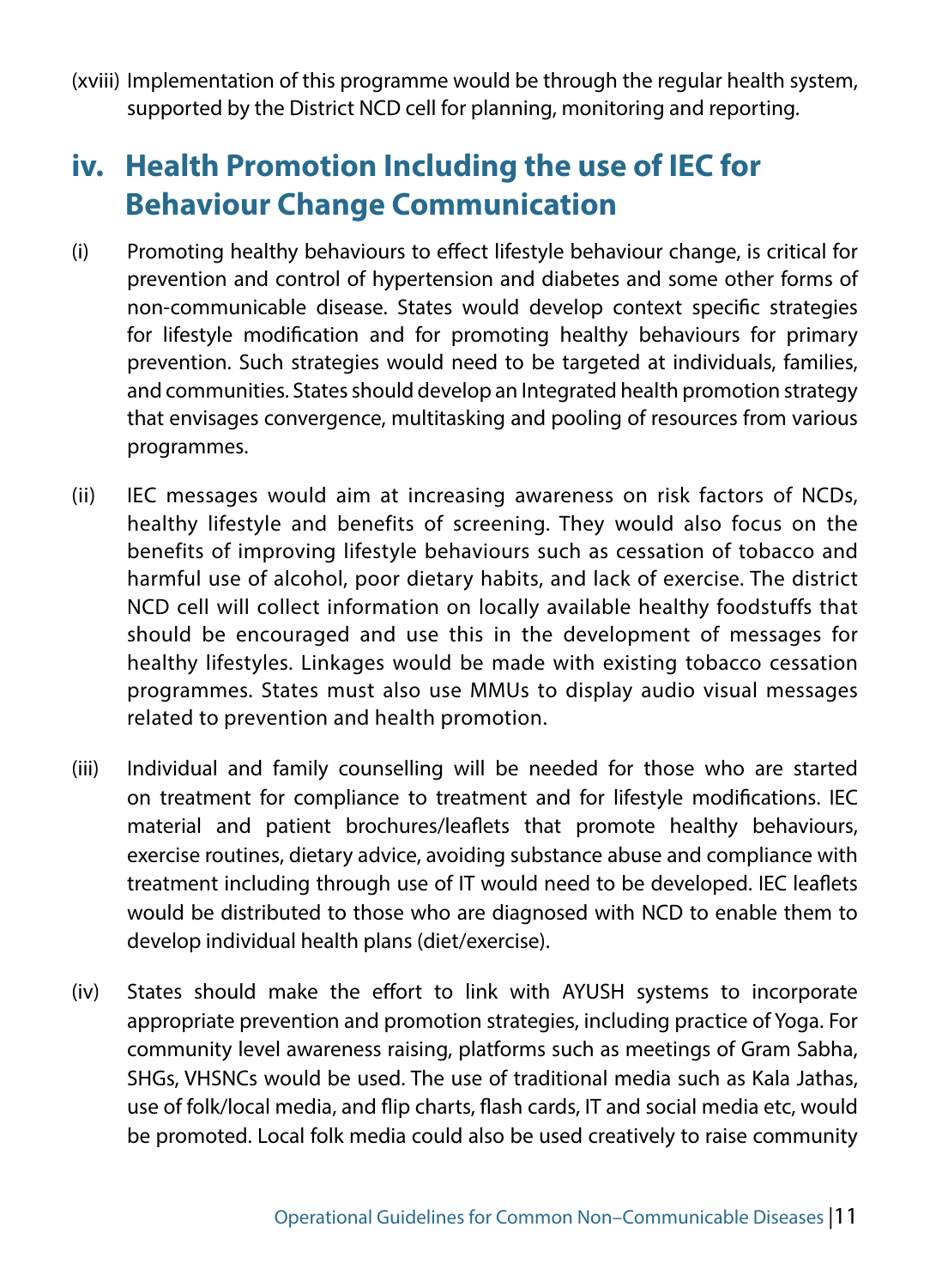(xviii) Implementation of this programme would be through the regular health system, supported by the District NCD cell for planning, monitoring and reporting.

## iv. Health Promotion Including the use of IEC for Behaviour Change Communication

(i) Promoting healthy behaviours to effect lifestyle behaviour change, is critical for prevention and control of hypertension and diabetes and some other forms of non-communicable disease. States would develop context specific strategies for lifestyle modification and for promoting healthy behaviours for primary prevention. Such strategies would need to be targeted at individuals, families, and communities. States should develop an Integrated health promotion strategy that envisages convergence, multitasking and pooling of resources from various programmes.

(ii) IEC messages would aim at increasing awareness on risk factors of NCDs, healthy lifestyle and benefits of screening. They would also focus on the benefits of improving lifestyle behaviours such as cessation of tobacco and harmful use of alcohol, poor dietary habits, and lack of exercise. The district NCD cell will collect information on locally available healthy foodstuffs that should be encouraged and use this in the development of messages for healthy lifestyles. Linkages would be made with existing tobacco cessation programmes. States must also use MMUs to display audio visual messages related to prevention and health promotion.

(iii) Individual and family counselling will be needed for those who are started on treatment for compliance to treatment and for lifestyle modifications. IEC material and patient brochures/leaflets that promote healthy behaviours, exercise routines, dietary advice, avoiding substance abuse and compliance with treatment including through use of IT would need to be developed. IEC leaflets would be distributed to those who are diagnosed with NCD to enable them to develop individual health plans (diet/exercise).

(iv) States should make the effort to link with AYUSH systems to incorporate appropriate prevention and promotion strategies, including practice of Yoga. For community level awareness raising, platforms such as meetings of Gram Sabha, SHGs, VHSNCs would be used. The use of traditional media such as Kala Jathas, use of folk/local media, and flip charts, flash cards, IT and social media etc, would be promoted. Local folk media could also be used creatively to raise community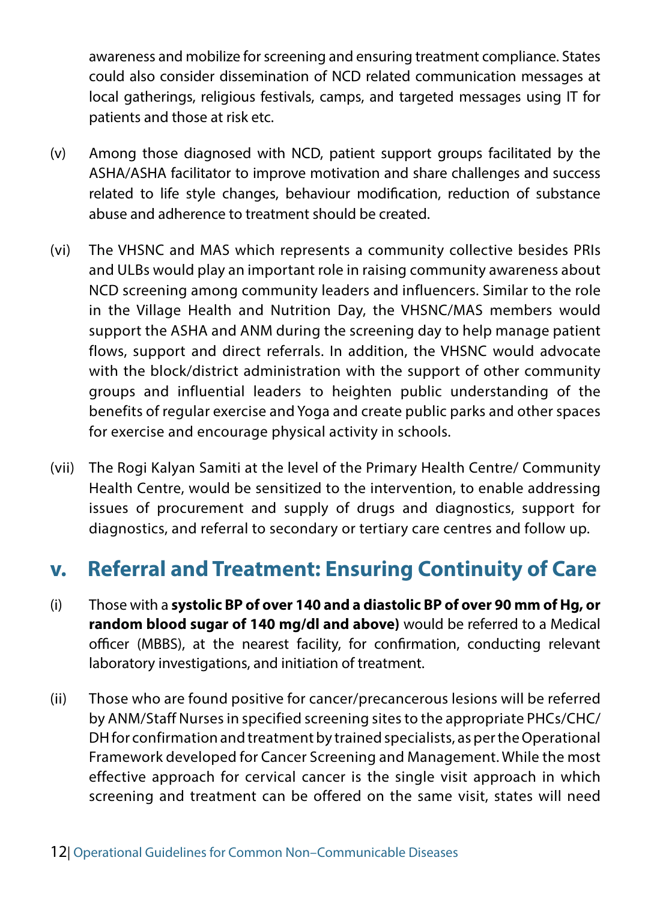awareness and mobilize for screening and ensuring treatment compliance. States could also consider dissemination of NCD related communication messages at local gatherings, religious festivals, camps, and targeted messages using IT for patients and those at risk etc.

(v) Among those diagnosed with NCD, patient support groups facilitated by the ASHA/ASHA facilitator to improve motivation and share challenges and success related to life style changes, behaviour modification, reduction of substance abuse and adherence to treatment should be created.

(vi) The VHSNC and MAS which represents a community collective besides PRIs and ULBs would play an important role in raising community awareness about NCD screening among community leaders and influencers. Similar to the role in the Village Health and Nutrition Day, the VHSNC/MAS members would support the ASHA and ANM during the screening day to help manage patient flows, support and direct referrals. In addition, the VHSNC would advocate with the block/district administration with the support of other community groups and influential leaders to heighten public understanding of the benefits of regular exercise and Yoga and create public parks and other spaces for exercise and encourage physical activity in schools.

(vii) The Rogi Kalyan Samiti at the level of the Primary Health Centre/ Community Health Centre, would be sensitized to the intervention, to enable addressing issues of procurement and supply of drugs and diagnostics, support for diagnostics, and referral to secondary or tertiary care centres and follow up.

## v. Referral and Treatment: Ensuring Continuity of Care

(i) Those with a **systolic BP of over 140 and a diastolic BP of over 90 mm of Hg, or random blood sugar of 140 mg/dl and above)** would be referred to a Medical officer (MBBS), at the nearest facility, for confirmation, conducting relevant laboratory investigations, and initiation of treatment.

(ii) Those who are found positive for cancer/precancerous lesions will be referred by ANM/Staff Nurses in specified screening sites to the appropriate PHCs/CHC/ DH for confirmation and treatment by trained specialists, as per the Operational Framework developed for Cancer Screening and Management. While the most effective approach for cervical cancer is the single visit approach in which screening and treatment can be offered on the same visit, states will need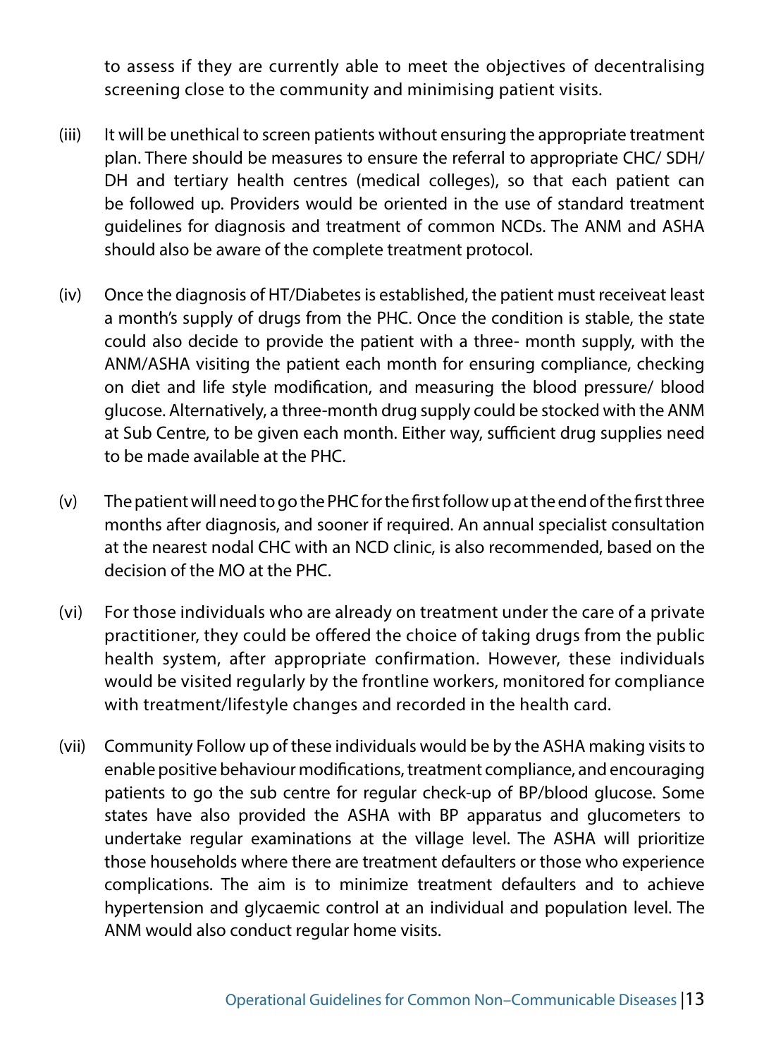to assess if they are currently able to meet the objectives of decentralising screening close to the community and minimising patient visits.

(iii) It will be unethical to screen patients without ensuring the appropriate treatment plan. There should be measures to ensure the referral to appropriate CHC/ SDH/ DH and tertiary health centres (medical colleges), so that each patient can be followed up. Providers would be oriented in the use of standard treatment guidelines for diagnosis and treatment of common NCDs. The ANM and ASHA should also be aware of the complete treatment protocol.

(iv) Once the diagnosis of HT/Diabetes is established, the patient must receiveat least a month's supply of drugs from the PHC. Once the condition is stable, the state could also decide to provide the patient with a three- month supply, with the ANM/ASHA visiting the patient each month for ensuring compliance, checking on diet and life style modification, and measuring the blood pressure/ blood glucose. Alternatively, a three-month drug supply could be stocked with the ANM at Sub Centre, to be given each month. Either way, sufficient drug supplies need to be made available at the PHC.

(v) The patient will need to go the PHC for the first follow up at the end of the first three months after diagnosis, and sooner if required. An annual specialist consultation at the nearest nodal CHC with an NCD clinic, is also recommended, based on the decision of the MO at the PHC.

(vi) For those individuals who are already on treatment under the care of a private practitioner, they could be offered the choice of taking drugs from the public health system, after appropriate confirmation. However, these individuals would be visited regularly by the frontline workers, monitored for compliance with treatment/lifestyle changes and recorded in the health card.

(vii) Community Follow up of these individuals would be by the ASHA making visits to enable positive behaviour modifications, treatment compliance, and encouraging patients to go the sub centre for regular check-up of BP/blood glucose. Some states have also provided the ASHA with BP apparatus and glucometers to undertake regular examinations at the village level. The ASHA will prioritize those households where there are treatment defaulters or those who experience complications. The aim is to minimize treatment defaulters and to achieve hypertension and glycaemic control at an individual and population level. The ANM would also conduct regular home visits.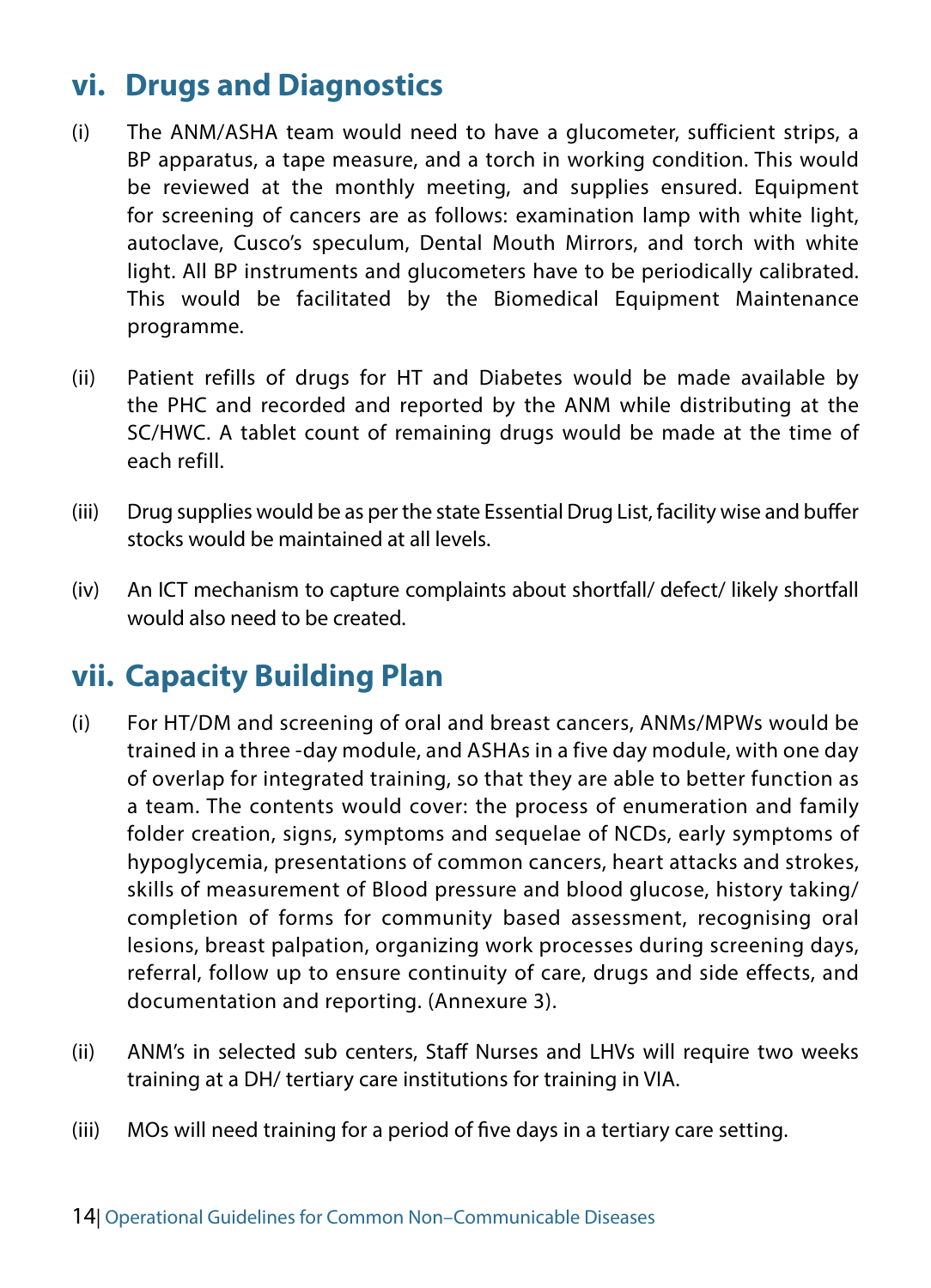## vi. Drugs and Diagnostics

(i) The ANM/ASHA team would need to have a glucometer, sufficient strips, a BP apparatus, a tape measure, and a torch in working condition. This would be reviewed at the monthly meeting, and supplies ensured. Equipment for screening of cancers are as follows: examination lamp with white light, autoclave, Cusco's speculum, Dental Mouth Mirrors, and torch with white light. All BP instruments and glucometers have to be periodically calibrated. This would be facilitated by the Biomedical Equipment Maintenance programme.

(ii) Patient refills of drugs for HT and Diabetes would be made available by the PHC and recorded and reported by the ANM while distributing at the SC/HWC. A tablet count of remaining drugs would be made at the time of each refill.

(iii) Drug supplies would be as per the state Essential Drug List, facility wise and buffer stocks would be maintained at all levels.

(iv) An ICT mechanism to capture complaints about shortfall/ defect/ likely shortfall would also need to be created.

## vii. Capacity Building Plan

(i) For HT/DM and screening of oral and breast cancers, ANMs/MPWs would be trained in a three -day module, and ASHAs in a five day module, with one day of overlap for integrated training, so that they are able to better function as a team. The contents would cover: the process of enumeration and family folder creation, signs, symptoms and sequelae of NCDs, early symptoms of hypoglycemia, presentations of common cancers, heart attacks and strokes, skills of measurement of Blood pressure and blood glucose, history taking/ completion of forms for community based assessment, recognising oral lesions, breast palpation, organizing work processes during screening days, referral, follow up to ensure continuity of care, drugs and side effects, and documentation and reporting. (Annexure 3).

(ii) ANM's in selected sub centers, Staff Nurses and LHVs will require two weeks training at a DH/ tertiary care institutions for training in VIA.

(iii) MOs will need training for a period of five days in a tertiary care setting.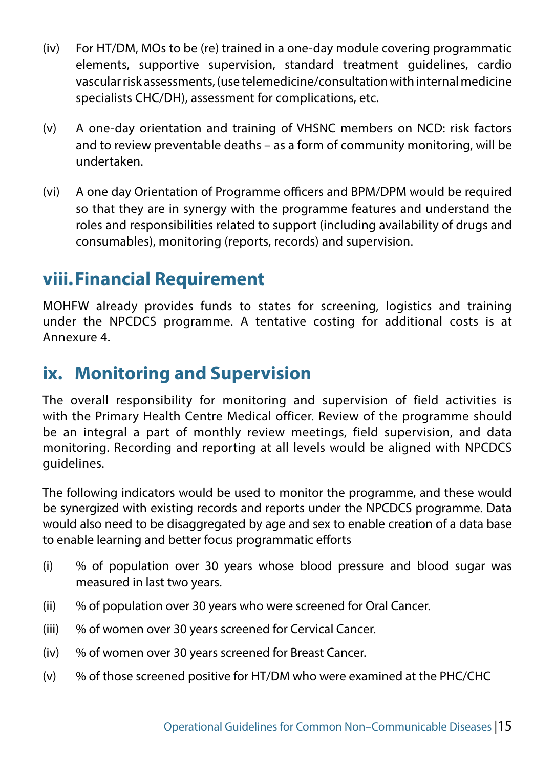(iv) For HT/DM, MOs to be (re) trained in a one-day module covering programmatic elements, supportive supervision, standard treatment guidelines, cardio vascular risk assessments, (use telemedicine/consultation with internal medicine specialists CHC/DH), assessment for complications, etc.

(v) A one-day orientation and training of VHSNC members on NCD: risk factors and to review preventable deaths – as a form of community monitoring, will be undertaken.

(vi) A one day Orientation of Programme officers and BPM/DPM would be required so that they are in synergy with the programme features and understand the roles and responsibilities related to support (including availability of drugs and consumables), monitoring (reports, records) and supervision.

## viii. Financial Requirement

MOHFW already provides funds to states for screening, logistics and training under the NPCDCS programme. A tentative costing for additional costs is at Annexure 4.

## ix. Monitoring and Supervision

The overall responsibility for monitoring and supervision of field activities is with the Primary Health Centre Medical officer. Review of the programme should be an integral a part of monthly review meetings, field supervision, and data monitoring. Recording and reporting at all levels would be aligned with NPCDCS guidelines.

The following indicators would be used to monitor the programme, and these would be synergized with existing records and reports under the NPCDCS programme. Data would also need to be disaggregated by age and sex to enable creation of a data base to enable learning and better focus programmatic efforts

(i) % of population over 30 years whose blood pressure and blood sugar was measured in last two years.

(ii) % of population over 30 years who were screened for Oral Cancer.

(iii) % of women over 30 years screened for Cervical Cancer.

(iv) % of women over 30 years screened for Breast Cancer.

(v) % of those screened positive for HT/DM who were examined at the PHC/CHC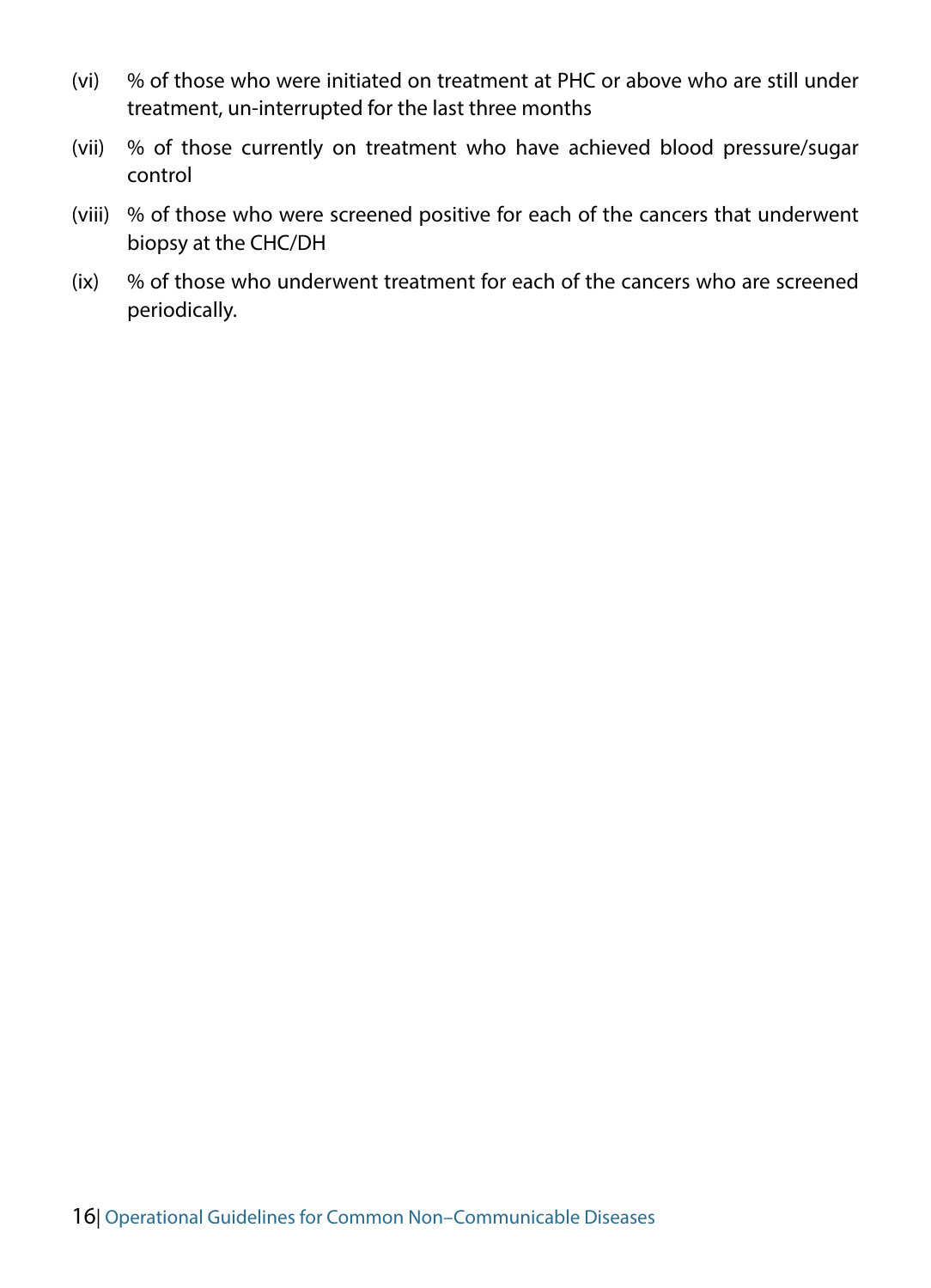(vi) % of those who were initiated on treatment at PHC or above who are still under treatment, un-interrupted for the last three months

(vii) % of those currently on treatment who have achieved blood pressure/sugar control

(viii) % of those who were screened positive for each of the cancers that underwent biopsy at the CHC/DH

(ix) % of those who underwent treatment for each of the cancers who are screened periodically.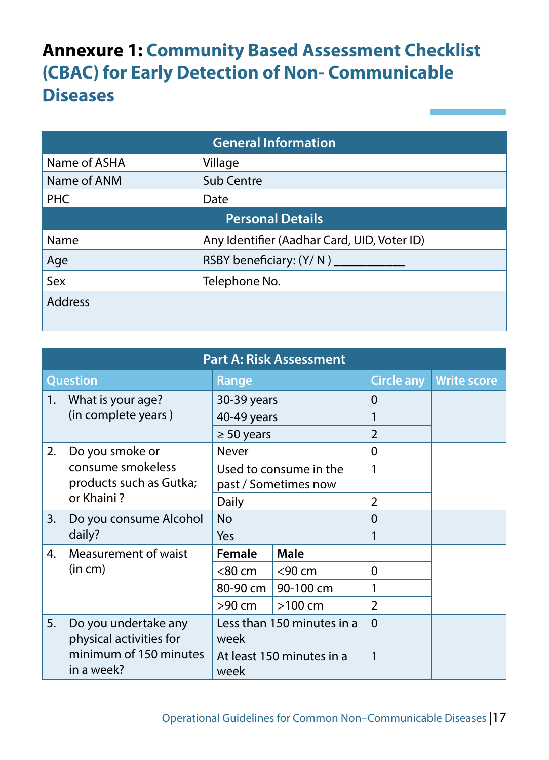# Annexure 1: Community Based Assessment Checklist (CBAC) for Early Detection of Non- Communicable Diseases

| General Information | |
|---|---|
| Name of ASHA | Village |
| Name of ANM | Sub Centre |
| PHC | Date |
| **Personal Details** | |
| Name | Any Identifier (Aadhar Card, UID, Voter ID) |
| Age | RSBY beneficiary: (Y/ N ) ___________ |
| Sex | Telephone No. |
| Address | |

| Part A: Risk Assessment | | | | |
|---|---|---|---|---|
| **Question** | **Range** | | **Circle any** | **Write score** |
| 1. What is your age? (in complete years ) | 30-39 years | | 0 | |
| | 40-49 years | | 1 | |
| | ≥ 50 years | | 2 | |
| 2. Do you smoke or consume smokeless products such as Gutka; or Khaini ? | Never | | 0 | |
| | Used to consume in the past / Sometimes now | | 1 | |
| | Daily | | 2 | |
| 3. Do you consume Alcohol daily? | No | | 0 | |
| | Yes | | 1 | |
| 4. Measurement of waist (in cm) | **Female** | **Male** | | |
| | <80 cm | <90 cm | 0 | |
| | 80-90 cm | 90-100 cm | 1 | |
| | >90 cm | >100 cm | 2 | |
| 5. Do you undertake any physical activities for minimum of 150 minutes in a week? | Less than 150 minutes in a week | | 0 | |
| | At least 150 minutes in a week | | 1 | |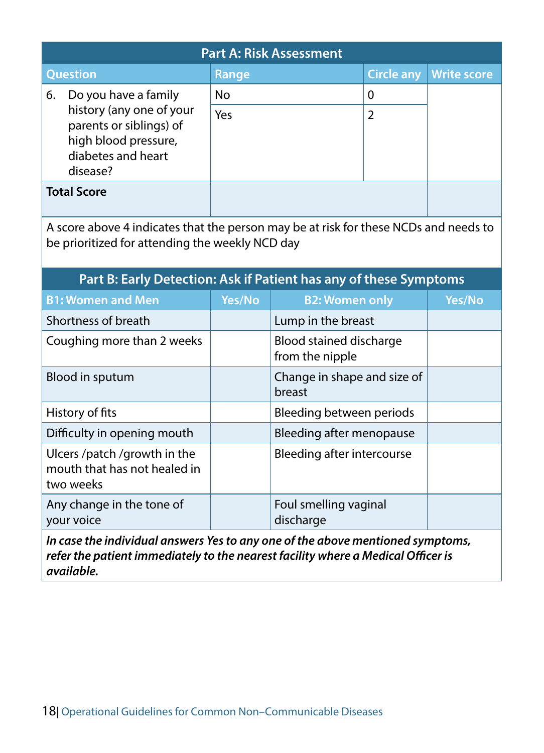| Part A: Risk Assessment | | | |
|---|---|---|---|
| **Question** | **Range** | **Circle any** | **Write score** |
| 6. Do you have a family history (any one of your parents or siblings) of high blood pressure, diabetes and heart disease? | No | 0 | |
| | Yes | 2 | |
| **Total Score** | | | |

A score above 4 indicates that the person may be at risk for these NCDs and needs to be prioritized for attending the weekly NCD day

| Part B: Early Detection: Ask if Patient has any of these Symptoms | | | |
|---|---|---|---|
| **B1: Women and Men** | **Yes/No** | **B2: Women only** | **Yes/No** |
| Shortness of breath | | Lump in the breast | |
| Coughing more than 2 weeks | | Blood stained discharge from the nipple | |
| Blood in sputum | | Change in shape and size of breast | |
| History of fits | | Bleeding between periods | |
| Difficulty in opening mouth | | Bleeding after menopause | |
| Ulcers /patch /growth in the mouth that has not healed in two weeks | | Bleeding after intercourse | |
| Any change in the tone of your voice | | Foul smelling vaginal discharge | |

***In case the individual answers Yes to any one of the above mentioned symptoms, refer the patient immediately to the nearest facility where a Medical Officer is available.***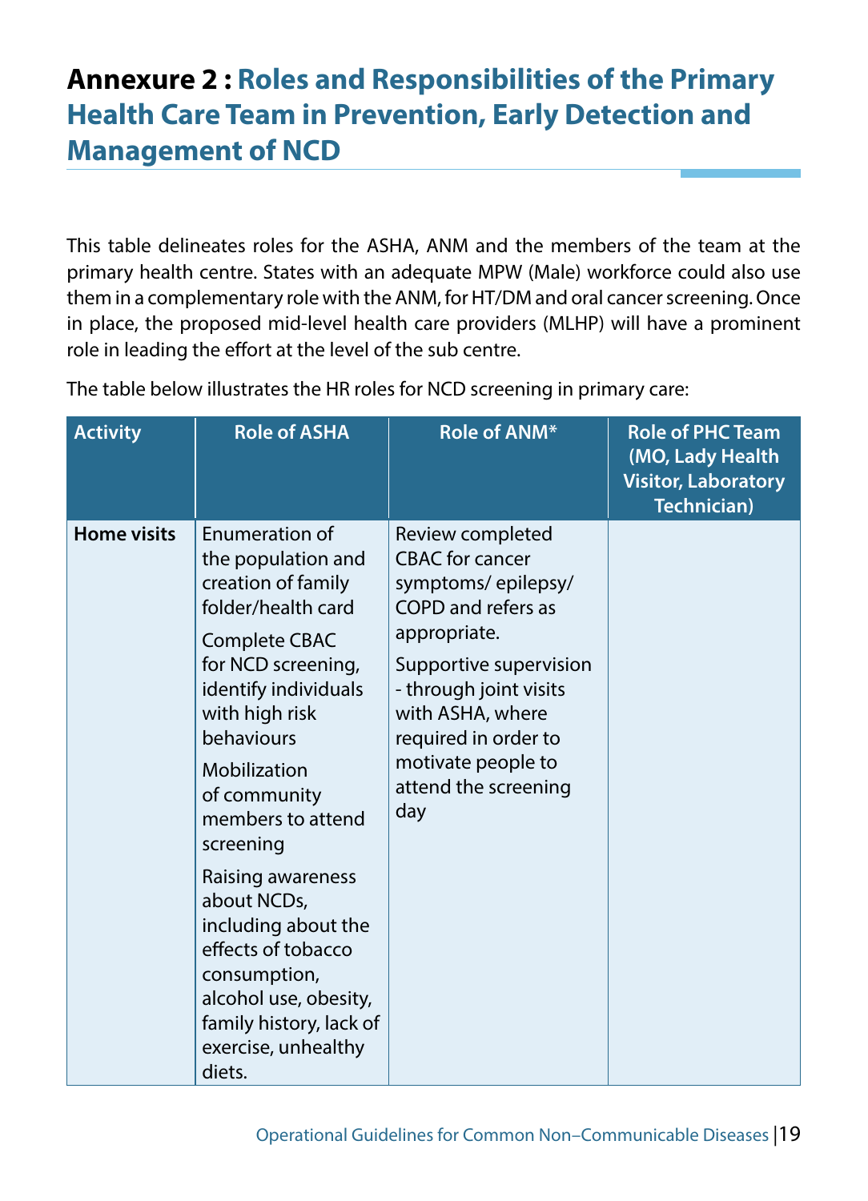# Annexure 2 : Roles and Responsibilities of the Primary Health Care Team in Prevention, Early Detection and Management of NCD

This table delineates roles for the ASHA, ANM and the members of the team at the primary health centre. States with an adequate MPW (Male) workforce could also use them in a complementary role with the ANM, for HT/DM and oral cancer screening. Once in place, the proposed mid-level health care providers (MLHP) will have a prominent role in leading the effort at the level of the sub centre.

The table below illustrates the HR roles for NCD screening in primary care:

| Activity | Role of ASHA | Role of ANM* | Role of PHC Team (MO, Lady Health Visitor, Laboratory Technician) |
|---|---|---|---|
| **Home visits** | Enumeration of the population and creation of family folder/health card<br><br>Complete CBAC for NCD screening, identify individuals with high risk behaviours<br><br>Mobilization of community members to attend screening<br><br>Raising awareness about NCDs, including about the effects of tobacco consumption, alcohol use, obesity, family history, lack of exercise, unhealthy diets. | Review completed CBAC for cancer symptoms/ epilepsy/ COPD and refers as appropriate.<br><br>Supportive supervision - through joint visits with ASHA, where required in order to motivate people to attend the screening day | |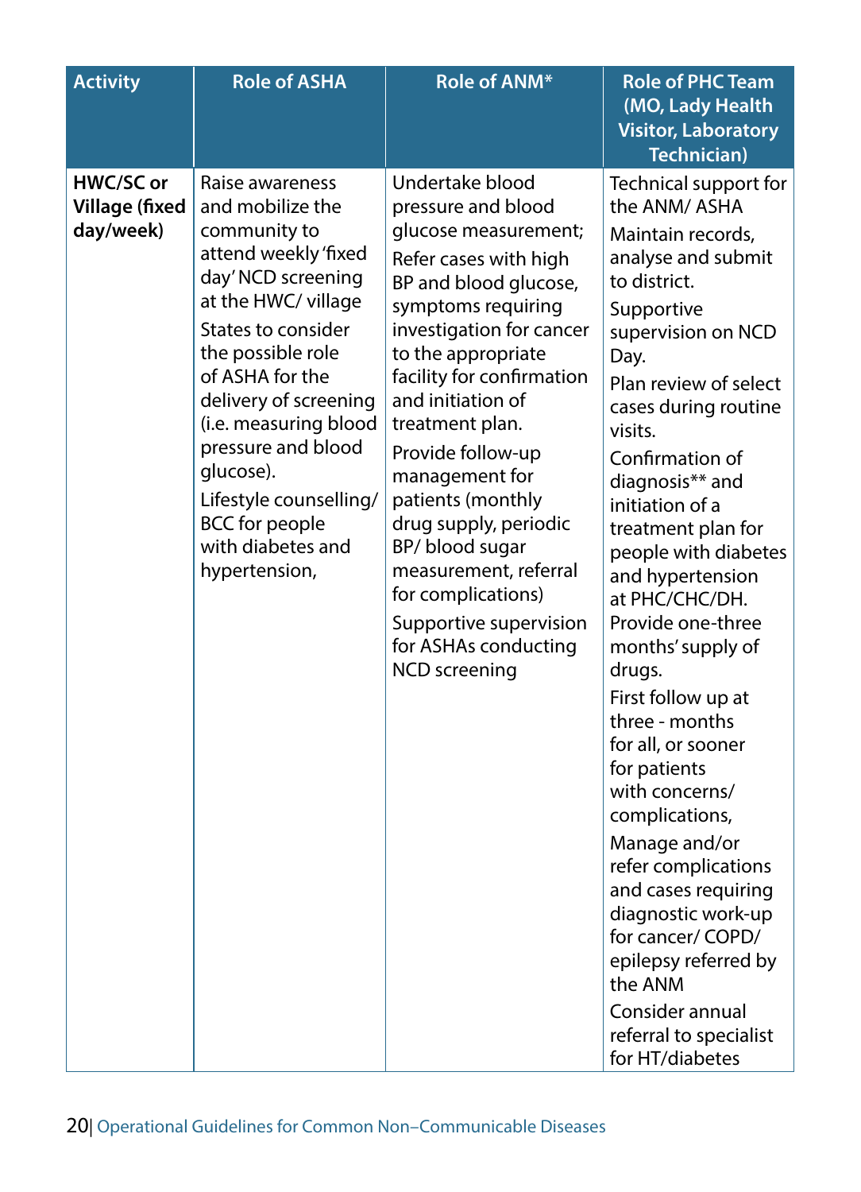| Activity | Role of ASHA | Role of ANM* | Role of PHC Team (MO, Lady Health Visitor, Laboratory Technician) |
|---|---|---|---|
| **HWC/SC or Village (fixed day/week)** | Raise awareness and mobilize the community to attend weekly 'fixed day' NCD screening at the HWC/ village<br>States to consider the possible role of ASHA for the delivery of screening (i.e. measuring blood pressure and blood glucose).<br>Lifestyle counselling/ BCC for people with diabetes and hypertension, | Undertake blood pressure and blood glucose measurement;<br>Refer cases with high BP and blood glucose, symptoms requiring investigation for cancer to the appropriate facility for confirmation and initiation of treatment plan.<br>Provide follow-up management for patients (monthly drug supply, periodic BP/ blood sugar measurement, referral for complications)<br>Supportive supervision for ASHAs conducting NCD screening | Technical support for the ANM/ ASHA<br>Maintain records, analyse and submit to district.<br>Supportive supervision on NCD Day.<br>Plan review of select cases during routine visits.<br>Confirmation of diagnosis** and initiation of a treatment plan for people with diabetes and hypertension at PHC/CHC/DH. Provide one-three months' supply of drugs.<br>First follow up at three - months for all, or sooner for patients with concerns/ complications,<br>Manage and/or refer complications and cases requiring diagnostic work-up for cancer/ COPD/ epilepsy referred by the ANM<br>Consider annual referral to specialist for HT/diabetes |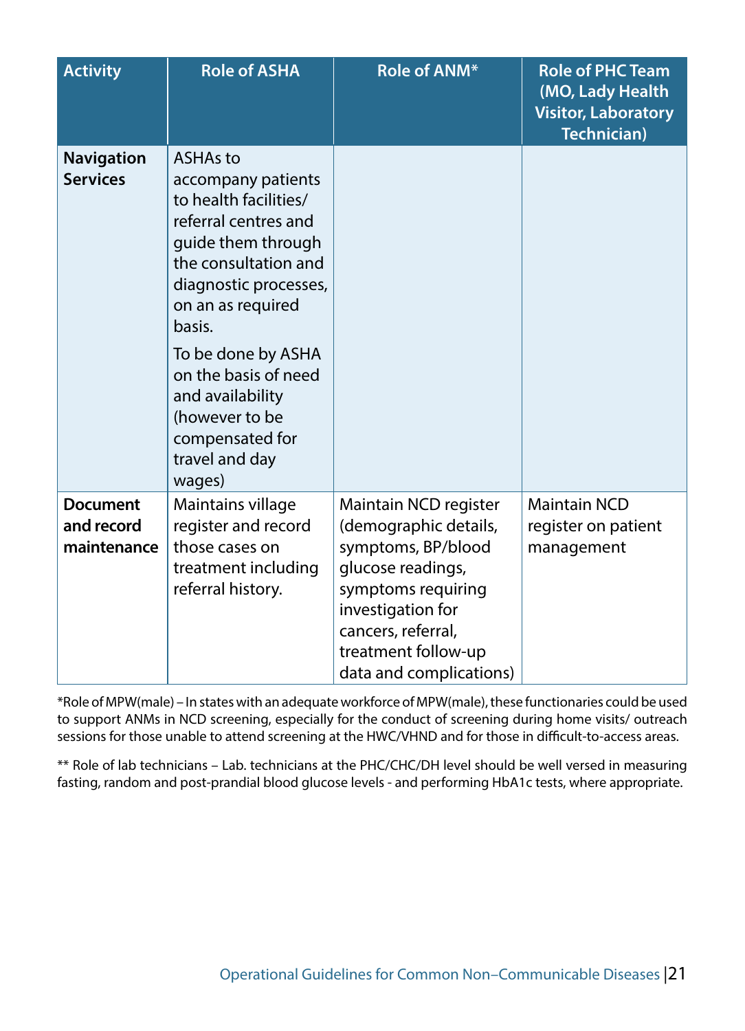| Activity | Role of ASHA | Role of ANM* | Role of PHC Team (MO, Lady Health Visitor, Laboratory Technician) |
|---|---|---|---|
| **Navigation Services** | ASHAs to accompany patients to health facilities/ referral centres and guide them through the consultation and diagnostic processes, on an as required basis. To be done by ASHA on the basis of need and availability (however to be compensated for travel and day wages) | | |
| **Document and record maintenance** | Maintains village register and record those cases on treatment including referral history. | Maintain NCD register (demographic details, symptoms, BP/blood glucose readings, symptoms requiring investigation for cancers, referral, treatment follow-up data and complications) | Maintain NCD register on patient management |

*Role of MPW(male) – In states with an adequate workforce of MPW(male), these functionaries could be used to support ANMs in NCD screening, especially for the conduct of screening during home visits/ outreach sessions for those unable to attend screening at the HWC/VHND and for those in difficult-to-access areas.

** Role of lab technicians – Lab. technicians at the PHC/CHC/DH level should be well versed in measuring fasting, random and post-prandial blood glucose levels - and performing HbA1c tests, where appropriate.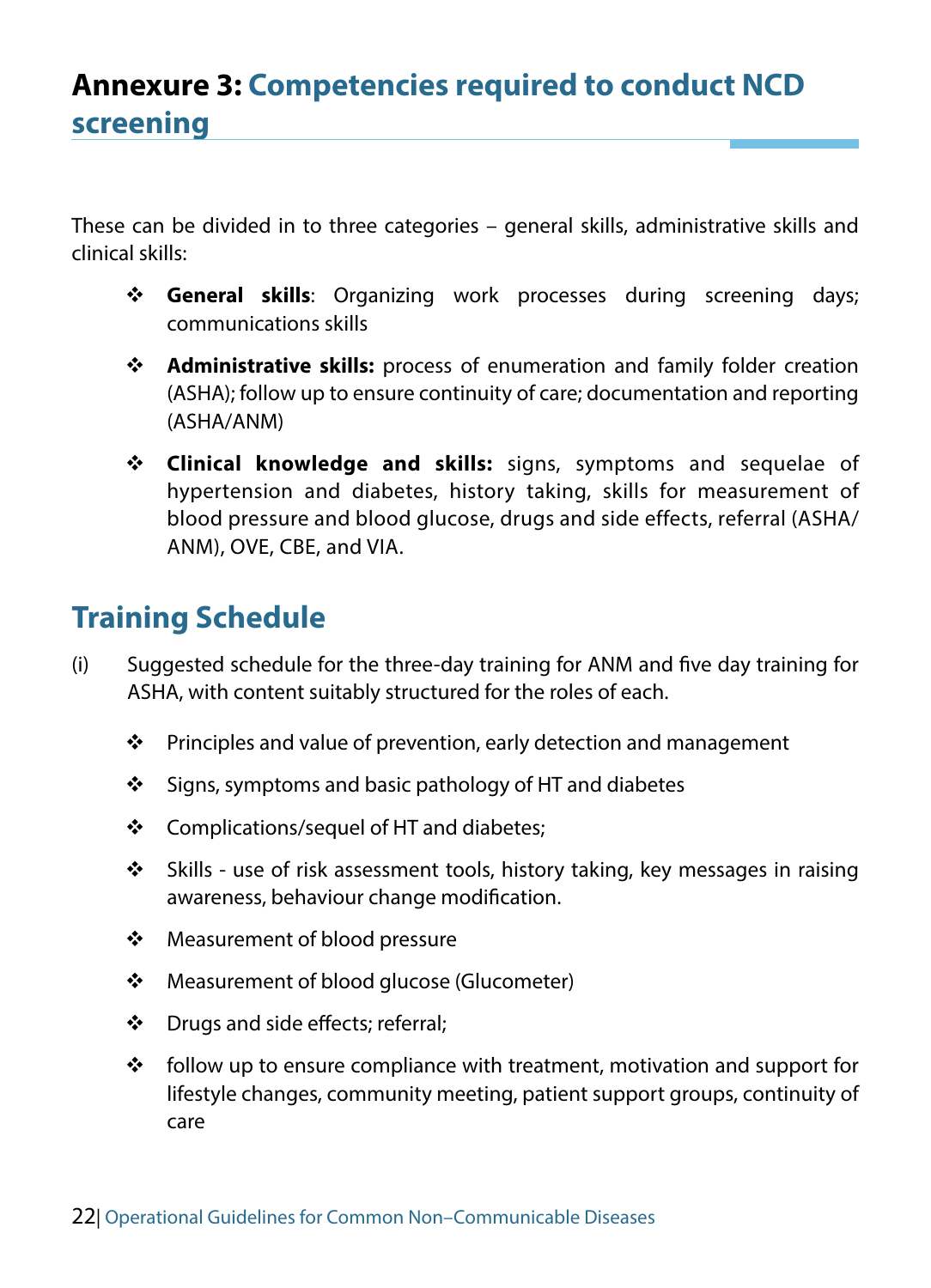# Annexure 3: Competencies required to conduct NCD screening

These can be divided in to three categories – general skills, administrative skills and clinical skills:

- **General skills**: Organizing work processes during screening days; communications skills
- **Administrative skills:** process of enumeration and family folder creation (ASHA); follow up to ensure continuity of care; documentation and reporting (ASHA/ANM)
- **Clinical knowledge and skills:** signs, symptoms and sequelae of hypertension and diabetes, history taking, skills for measurement of blood pressure and blood glucose, drugs and side effects, referral (ASHA/ ANM), OVE, CBE, and VIA.

## Training Schedule

(i) Suggested schedule for the three-day training for ANM and five day training for ASHA, with content suitably structured for the roles of each.

- Principles and value of prevention, early detection and management
- Signs, symptoms and basic pathology of HT and diabetes
- Complications/sequel of HT and diabetes;
- Skills - use of risk assessment tools, history taking, key messages in raising awareness, behaviour change modification.
- Measurement of blood pressure
- Measurement of blood glucose (Glucometer)
- Drugs and side effects; referral;
- follow up to ensure compliance with treatment, motivation and support for lifestyle changes, community meeting, patient support groups, continuity of care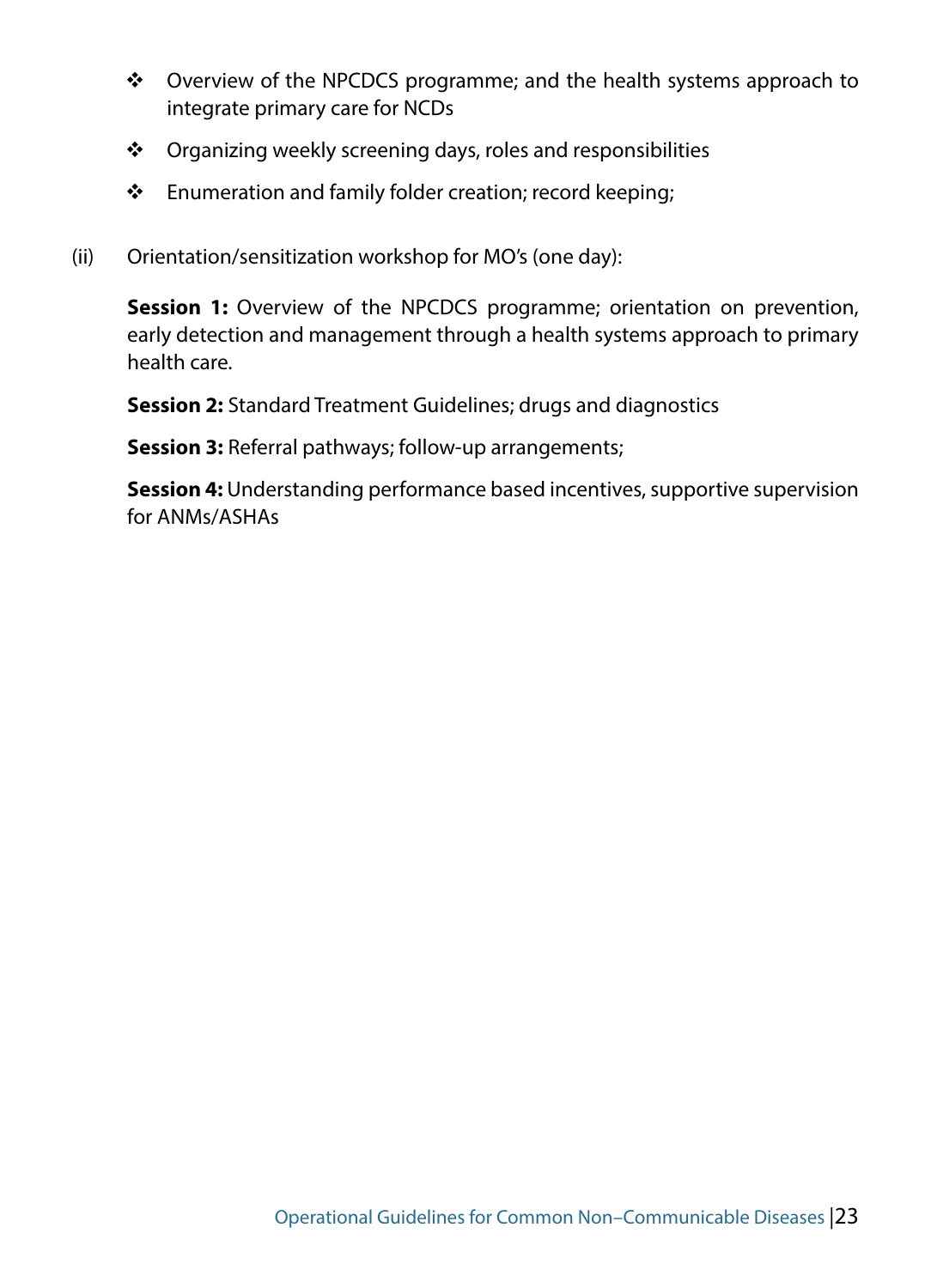- Overview of the NPCDCS programme; and the health systems approach to integrate primary care for NCDs
- Organizing weekly screening days, roles and responsibilities
- Enumeration and family folder creation; record keeping;

(ii) Orientation/sensitization workshop for MO's (one day):

**Session 1:** Overview of the NPCDCS programme; orientation on prevention, early detection and management through a health systems approach to primary health care.

**Session 2:** Standard Treatment Guidelines; drugs and diagnostics

**Session 3:** Referral pathways; follow-up arrangements;

**Session 4:** Understanding performance based incentives, supportive supervision for ANMs/ASHAs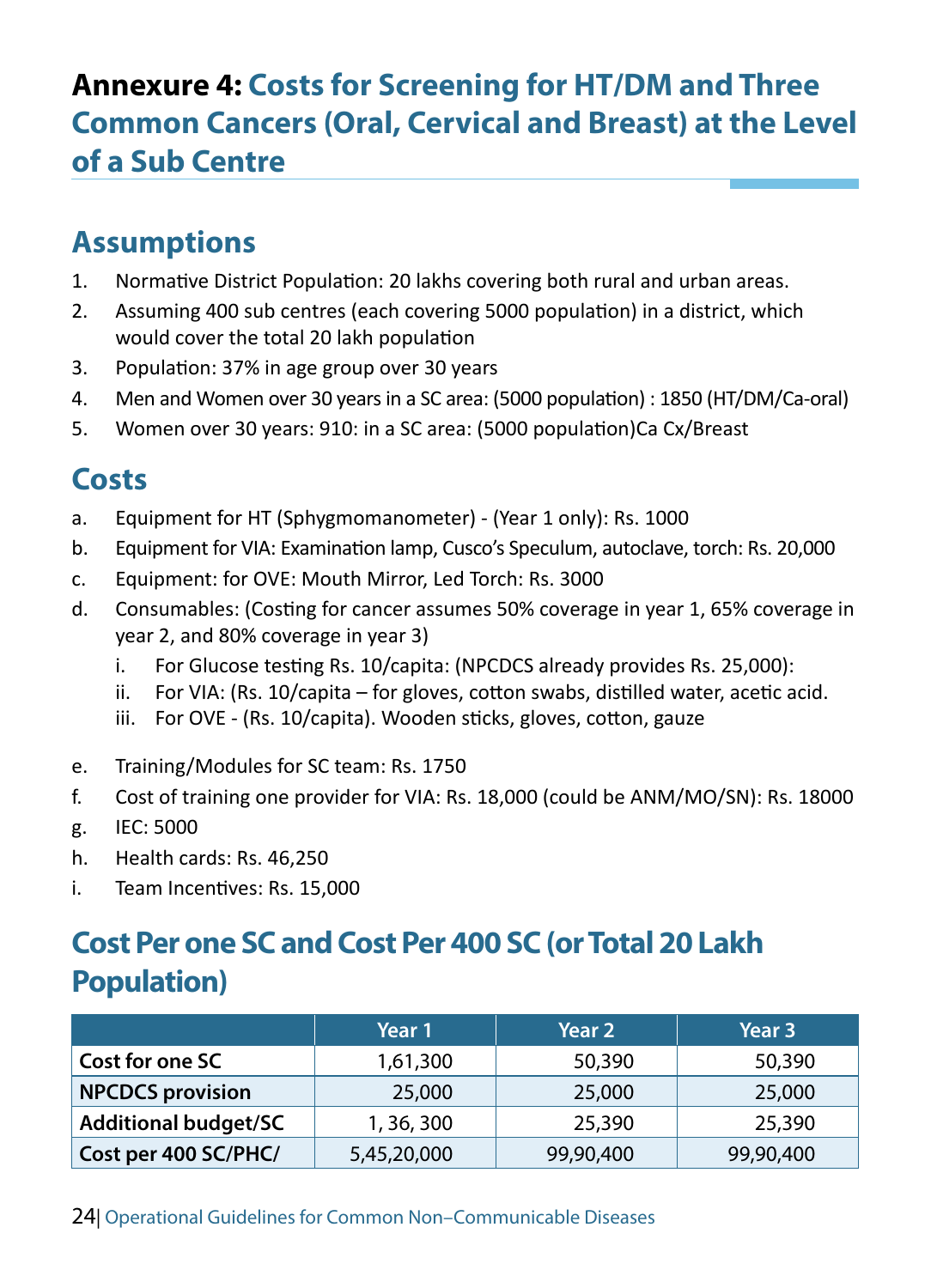# Annexure 4: Costs for Screening for HT/DM and Three Common Cancers (Oral, Cervical and Breast) at the Level of a Sub Centre

## Assumptions

1. Normative District Population: 20 lakhs covering both rural and urban areas.
2. Assuming 400 sub centres (each covering 5000 population) in a district, which would cover the total 20 lakh population
3. Population: 37% in age group over 30 years
4. Men and Women over 30 years in a SC area: (5000 population) : 1850 (HT/DM/Ca-oral)
5. Women over 30 years: 910: in a SC area: (5000 population)Ca Cx/Breast

## Costs

a. Equipment for HT (Sphygmomanometer) - (Year 1 only): Rs. 1000

b. Equipment for VIA: Examination lamp, Cusco's Speculum, autoclave, torch: Rs. 20,000

c. Equipment: for OVE: Mouth Mirror, Led Torch: Rs. 3000

d. Consumables: (Costing for cancer assumes 50% coverage in year 1, 65% coverage in year 2, and 80% coverage in year 3)

   i. For Glucose testing Rs. 10/capita: (NPCDCS already provides Rs. 25,000):

   ii. For VIA: (Rs. 10/capita – for gloves, cotton swabs, distilled water, acetic acid.

   iii. For OVE - (Rs. 10/capita). Wooden sticks, gloves, cotton, gauze

e. Training/Modules for SC team: Rs. 1750

f. Cost of training one provider for VIA: Rs. 18,000 (could be ANM/MO/SN): Rs. 18000

g. IEC: 5000

h. Health cards: Rs. 46,250

i. Team Incentives: Rs. 15,000

## Cost Per one SC and Cost Per 400 SC (or Total 20 Lakh Population)

| | Year 1 | Year 2 | Year 3 |
|---|---|---|---|
| **Cost for one SC** | 1,61,300 | 50,390 | 50,390 |
| **NPCDCS provision** | 25,000 | 25,000 | 25,000 |
| **Additional budget/SC** | 1, 36, 300 | 25,390 | 25,390 |
| **Cost per 400 SC/PHC/** | 5,45,20,000 | 99,90,400 | 99,90,400 |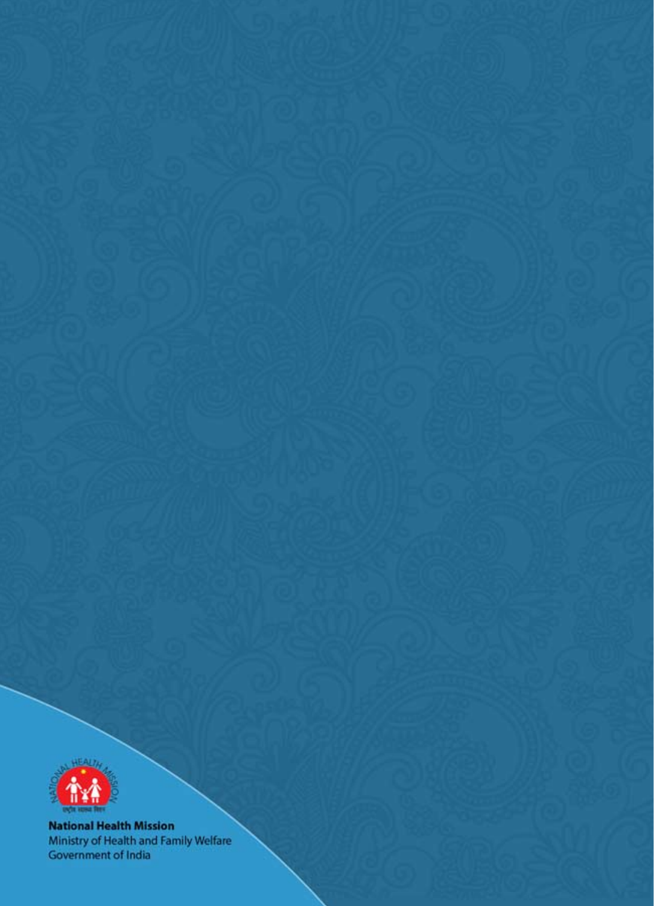**National Health Mission**
Ministry of Health and Family Welfare
Government of India